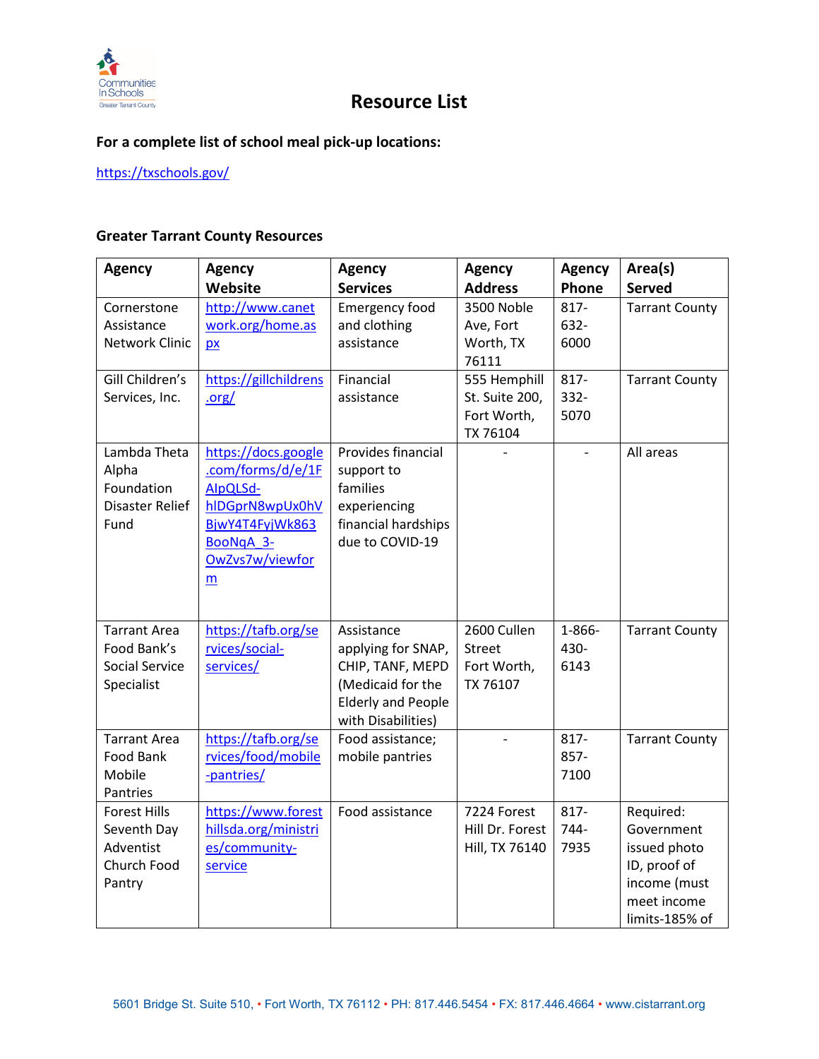# Resource List

**For a complete list of school meal pick-up locations:**

https://txschools.gov/

**Greater Tarrant County Resources**

| Agency | Agency Website | Agency Services | Agency Address | Agency Phone | Area(s) Served |
|---|---|---|---|---|---|
| Cornerstone Assistance Network Clinic | http://www.canetwork.org/home.aspx | Emergency food and clothing assistance | 3500 Noble Ave, Fort Worth, TX 76111 | 817-632-6000 | Tarrant County |
| Gill Children's Services, Inc. | https://gillchildrens.org/ | Financial assistance | 555 Hemphill St. Suite 200, Fort Worth, TX 76104 | 817-332-5070 | Tarrant County |
| Lambda Theta Alpha Foundation Disaster Relief Fund | https://docs.google.com/forms/d/e/1FAIpQLSd-hlDGprN8wpUx0hVBjwY4T4FyjWk863BooNqA_3-OwZvs7w/viewform | Provides financial support to families experiencing financial hardships due to COVID-19 | - | - | All areas |
| Tarrant Area Food Bank's Social Service Specialist | https://tafb.org/services/social-services/ | Assistance applying for SNAP, CHIP, TANF, MEPD (Medicaid for the Elderly and People with Disabilities) | 2600 Cullen Street Fort Worth, TX 76107 | 1-866-430-6143 | Tarrant County |
| Tarrant Area Food Bank Mobile Pantries | https://tafb.org/services/food/mobile-pantries/ | Food assistance; mobile pantries | - | 817-857-7100 | Tarrant County |
| Forest Hills Seventh Day Adventist Church Food Pantry | https://www.foresthillsda.org/ministries/community-service | Food assistance | 7224 Forest Hill Dr. Forest Hill, TX 76140 | 817-744-7935 | Required: Government issued photo ID, proof of income (must meet income limits-185% of |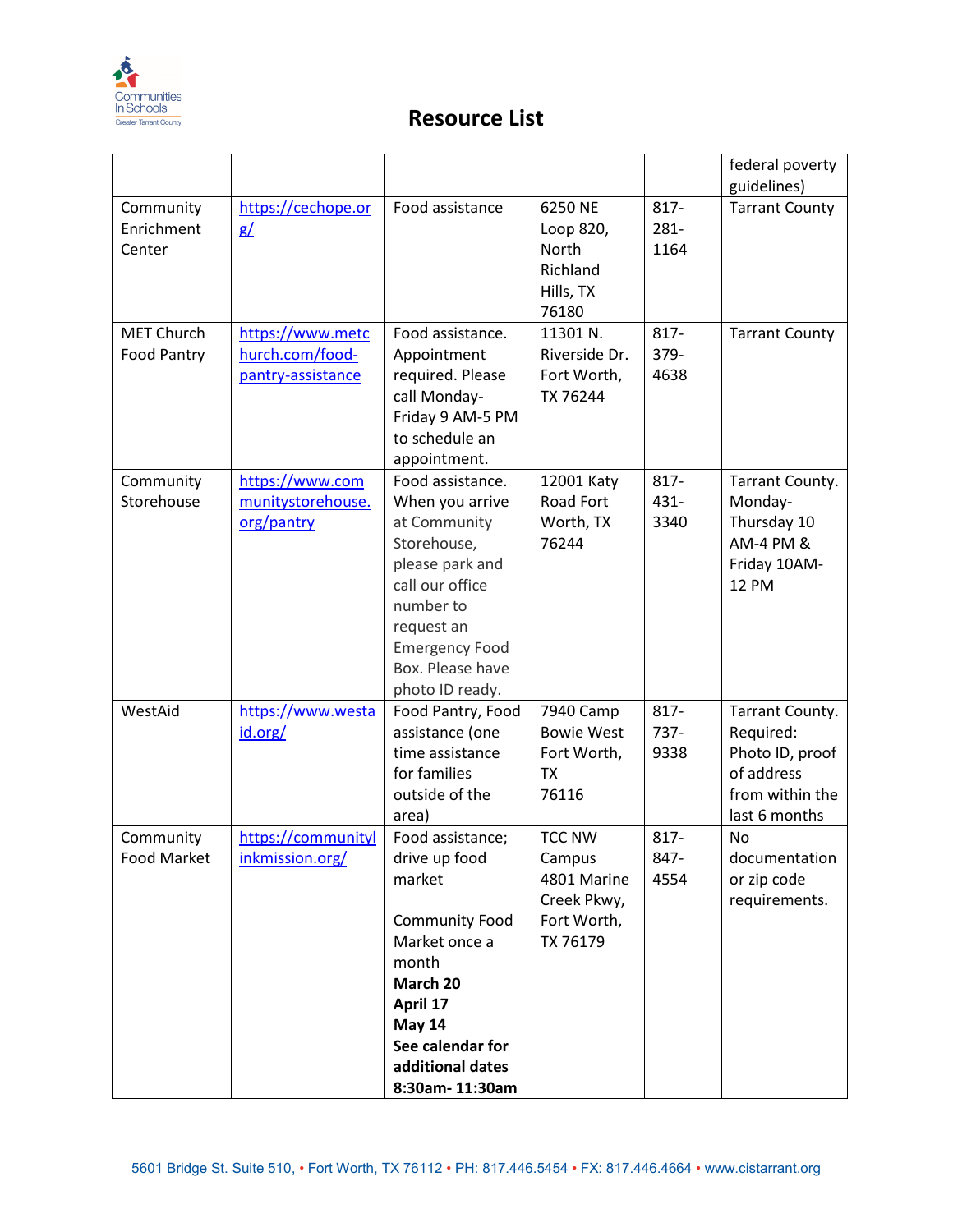# Resource List

| | | | | | |
|---|---|---|---|---|---|
| | | | | | federal poverty guidelines) |
| Community Enrichment Center | https://cechope.org/ | Food assistance | 6250 NE Loop 820, North Richland Hills, TX 76180 | 817-281-1164 | Tarrant County |
| MET Church Food Pantry | https://www.metchurch.com/food-pantry-assistance | Food assistance. Appointment required. Please call Monday-Friday 9 AM-5 PM to schedule an appointment. | 11301 N. Riverside Dr. Fort Worth, TX 76244 | 817-379-4638 | Tarrant County |
| Community Storehouse | https://www.communitystorehouse.org/pantry | Food assistance. When you arrive at Community Storehouse, please park and call our office number to request an Emergency Food Box. Please have photo ID ready. | 12001 Katy Road Fort Worth, TX 76244 | 817-431-3340 | Tarrant County. Monday-Thursday 10 AM-4 PM & Friday 10AM-12 PM |
| WestAid | https://www.westaid.org/ | Food Pantry, Food assistance (one time assistance for families outside of the area) | 7940 Camp Bowie West Fort Worth, TX 76116 | 817-737-9338 | Tarrant County. Required: Photo ID, proof of address from within the last 6 months |
| Community Food Market | https://communitylinkmission.org/ | Food assistance; drive up food market<br><br>Community Food Market once a month<br>**March 20**<br>**April 17**<br>**May 14**<br>**See calendar for additional dates**<br>**8:30am- 11:30am** | TCC NW Campus 4801 Marine Creek Pkwy, Fort Worth, TX 76179 | 817-847-4554 | No documentation or zip code requirements. |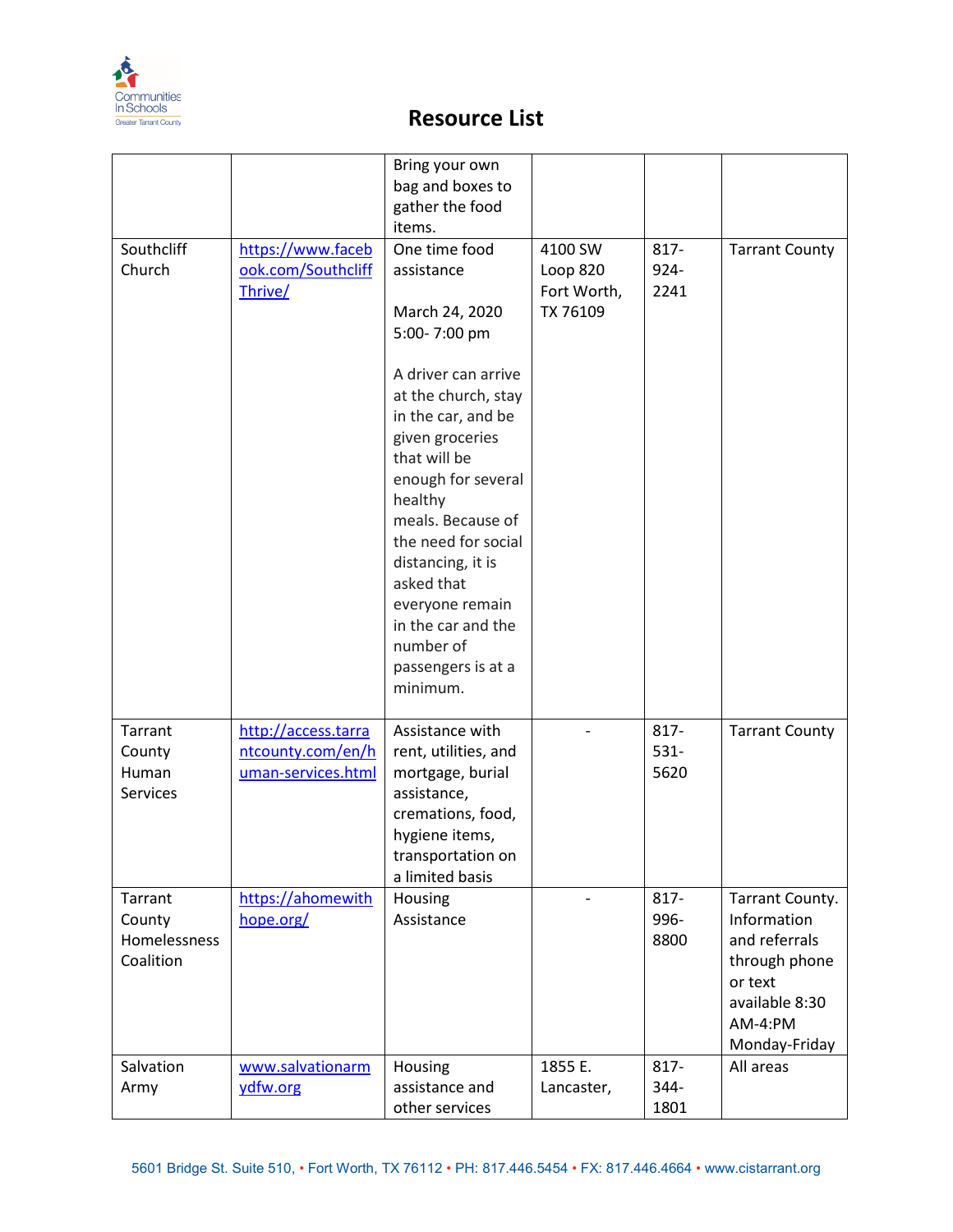# Resource List

| | | | | | |
|---|---|---|---|---|---|
| | | Bring your own bag and boxes to gather the food items. | | | |
| Southcliff Church | https://www.facebook.com/SouthcliffThrive/ | One time food assistance<br><br>March 24, 2020 5:00- 7:00 pm<br><br>A driver can arrive at the church, stay in the car, and be given groceries that will be enough for several healthy meals. Because of the need for social distancing, it is asked that everyone remain in the car and the number of passengers is at a minimum. | 4100 SW Loop 820 Fort Worth, TX 76109 | 817-924-2241 | Tarrant County |
| Tarrant County Human Services | http://access.tarrantcounty.com/en/human-services.html | Assistance with rent, utilities, and mortgage, burial assistance, cremations, food, hygiene items, transportation on a limited basis | - | 817-531-5620 | Tarrant County |
| Tarrant County Homelessness Coalition | https://ahomewithhope.org/ | Housing Assistance | - | 817-996-8800 | Tarrant County. Information and referrals through phone or text available 8:30 AM-4:PM Monday-Friday |
| Salvation Army | www.salvationarmydfw.org | Housing assistance and other services | 1855 E. Lancaster, | 817-344-1801 | All areas |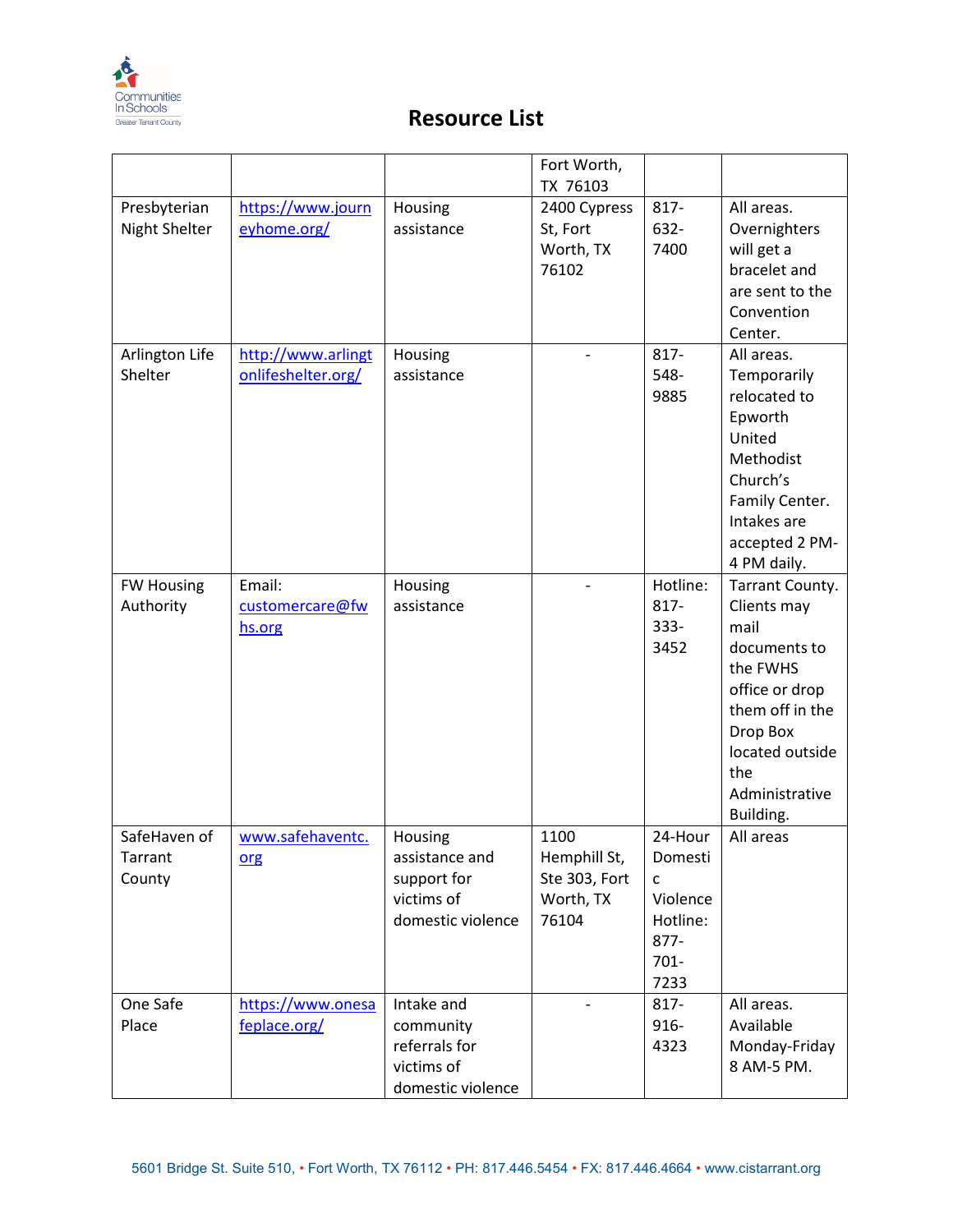# Resource List

| | | | | | |
|---|---|---|---|---|---|
| | | | Fort Worth, TX 76103 | | |
| Presbyterian Night Shelter | https://www.journeyhome.org/ | Housing assistance | 2400 Cypress St, Fort Worth, TX 76102 | 817-632-7400 | All areas. Overnighters will get a bracelet and are sent to the Convention Center. |
| Arlington Life Shelter | http://www.arlingtonlifeshelter.org/ | Housing assistance | - | 817-548-9885 | All areas. Temporarily relocated to Epworth United Methodist Church's Family Center. Intakes are accepted 2 PM-4 PM daily. |
| FW Housing Authority | Email: customercare@fwhs.org | Housing assistance | - | Hotline: 817-333-3452 | Tarrant County. Clients may mail documents to the FWHS office or drop them off in the Drop Box located outside the Administrative Building. |
| SafeHaven of Tarrant County | www.safehaventc.org | Housing assistance and support for victims of domestic violence | 1100 Hemphill St, Ste 303, Fort Worth, TX 76104 | 24-Hour Domestic Violence Hotline: 877-701-7233 | All areas |
| One Safe Place | https://www.onesafeplace.org/ | Intake and community referrals for victims of domestic violence | - | 817-916-4323 | All areas. Available Monday-Friday 8 AM-5 PM. |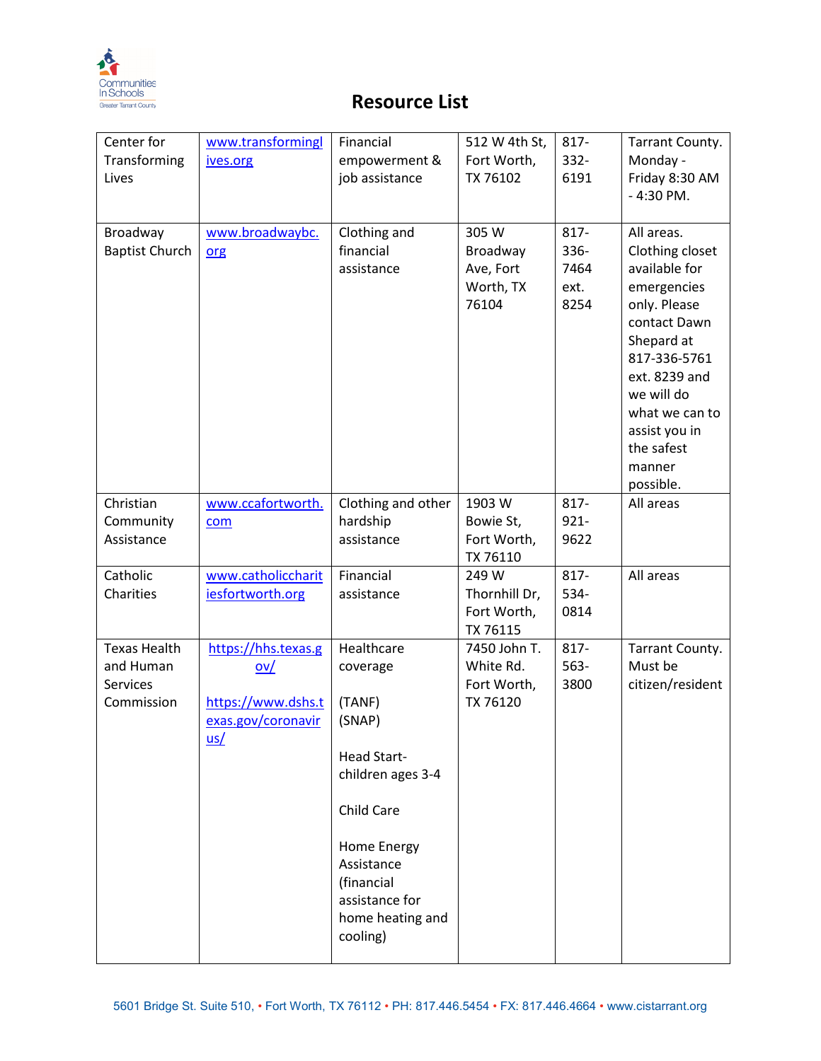# Resource List

| | | | | | |
|---|---|---|---|---|---|
| Center for Transforming Lives | www.transforminglives.org | Financial empowerment & job assistance | 512 W 4th St, Fort Worth, TX 76102 | 817-332-6191 | Tarrant County. Monday - Friday 8:30 AM - 4:30 PM. |
| Broadway Baptist Church | www.broadwaybc.org | Clothing and financial assistance | 305 W Broadway Ave, Fort Worth, TX 76104 | 817-336-7464 ext. 8254 | All areas. Clothing closet available for emergencies only. Please contact Dawn Shepard at 817-336-5761 ext. 8239 and we will do what we can to assist you in the safest manner possible. |
| Christian Community Assistance | www.ccafortworth.com | Clothing and other hardship assistance | 1903 W Bowie St, Fort Worth, TX 76110 | 817-921-9622 | All areas |
| Catholic Charities | www.catholiccharitiesfortworth.org | Financial assistance | 249 W Thornhill Dr, Fort Worth, TX 76115 | 817-534-0814 | All areas |
| Texas Health and Human Services Commission | https://hhs.texas.gov/<br><br>https://www.dshs.texas.gov/coronavirus/ | Healthcare coverage<br><br>(TANF)<br>(SNAP)<br><br>Head Start- children ages 3-4<br><br>Child Care<br><br>Home Energy Assistance (financial assistance for home heating and cooling) | 7450 John T. White Rd. Fort Worth, TX 76120 | 817-563-3800 | Tarrant County. Must be citizen/resident |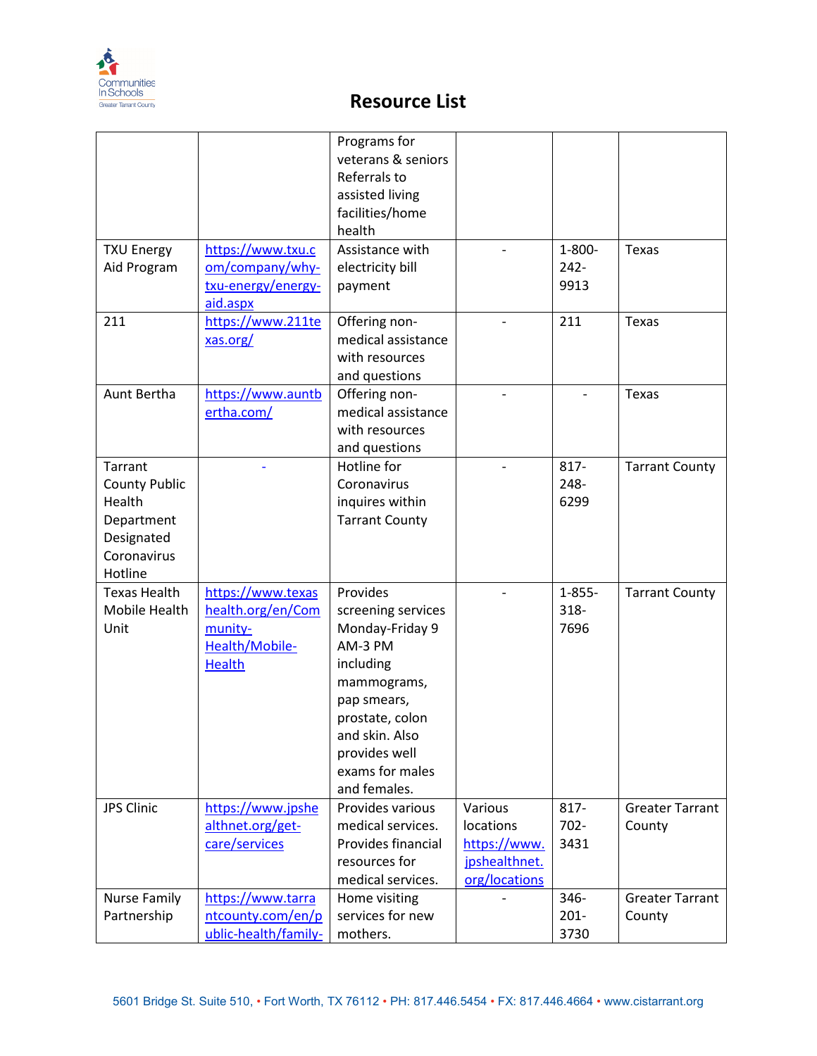# Resource List

| | | | | | |
|---|---|---|---|---|---|
| | | Programs for veterans & seniors Referrals to assisted living facilities/home health | | | |
| TXU Energy Aid Program | https://www.txu.com/company/why-txu-energy/energy-aid.aspx | Assistance with electricity bill payment | - | 1-800-242-9913 | Texas |
| 211 | https://www.211texas.org/ | Offering non-medical assistance with resources and questions | - | 211 | Texas |
| Aunt Bertha | https://www.auntbertha.com/ | Offering non-medical assistance with resources and questions | - | - | Texas |
| Tarrant County Public Health Department Designated Coronavirus Hotline | - | Hotline for Coronavirus inquires within Tarrant County | - | 817-248-6299 | Tarrant County |
| Texas Health Mobile Health Unit | https://www.texashealth.org/en/Community-Health/Mobile-Health | Provides screening services Monday-Friday 9 AM-3 PM including mammograms, pap smears, prostate, colon and skin. Also provides well exams for males and females. | - | 1-855-318-7696 | Tarrant County |
| JPS Clinic | https://www.jpshealthnet.org/get-care/services | Provides various medical services. Provides financial resources for medical services. | Various locations https://www.jpshealthnet.org/locations | 817-702-3431 | Greater Tarrant County |
| Nurse Family Partnership | https://www.tarrantcounty.com/en/public-health/family- | Home visiting services for new mothers. | - | 346-201-3730 | Greater Tarrant County |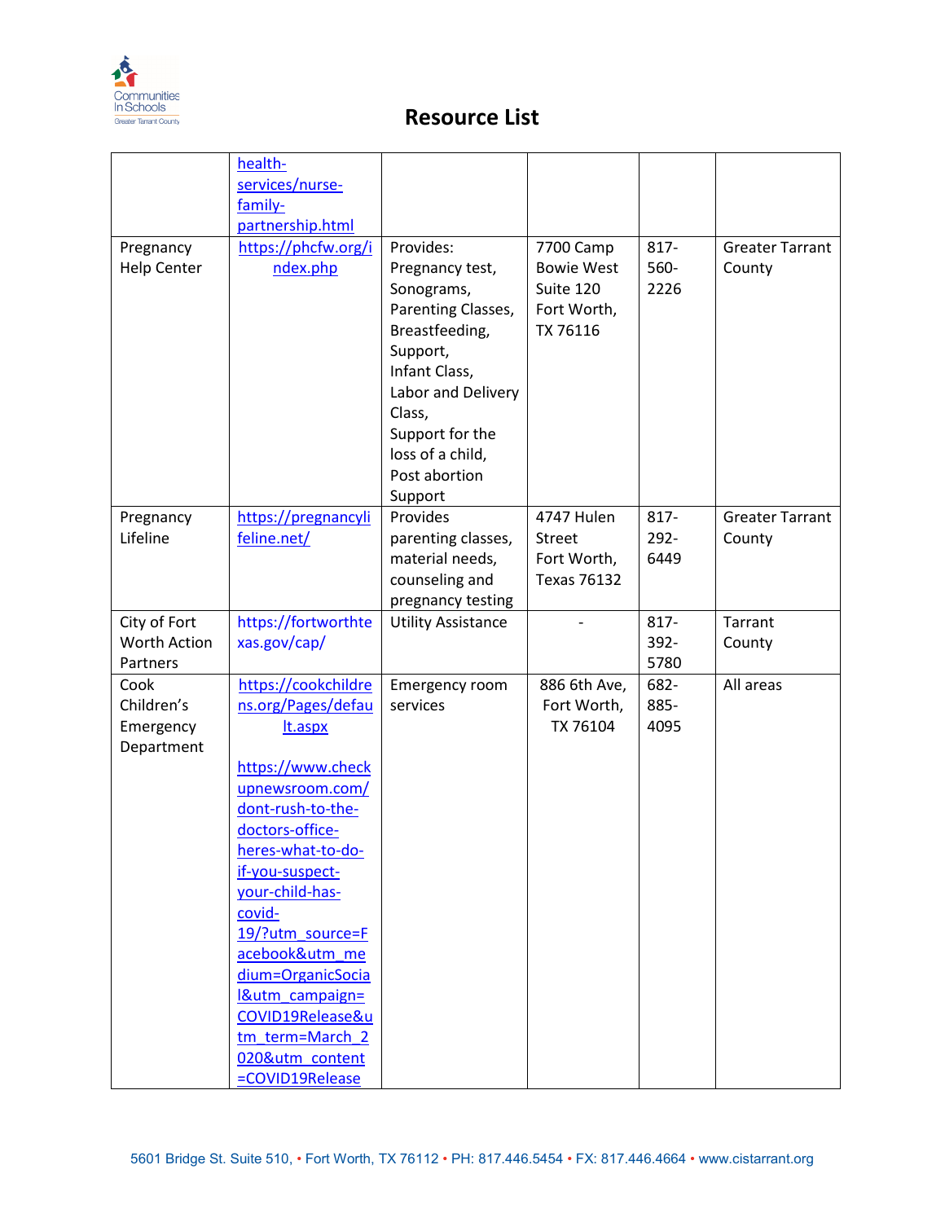# Resource List

| | | | | | |
|---|---|---|---|---|---|
| | health-services/nurse-family-partnership.html | | | | |
| Pregnancy Help Center | https://phcfw.org/index.php | Provides: Pregnancy test, Sonograms, Parenting Classes, Breastfeeding, Support, Infant Class, Labor and Delivery Class, Support for the loss of a child, Post abortion Support | 7700 Camp Bowie West Suite 120 Fort Worth, TX 76116 | 817-560-2226 | Greater Tarrant County |
| Pregnancy Lifeline | https://pregnancylifeline.net/ | Provides parenting classes, material needs, counseling and pregnancy testing | 4747 Hulen Street Fort Worth, Texas 76132 | 817-292-6449 | Greater Tarrant County |
| City of Fort Worth Action Partners | https://fortworthtexas.gov/cap/ | Utility Assistance | - | 817-392-5780 | Tarrant County |
| Cook Children's Emergency Department | https://cookchildrens.org/Pages/default.aspx https://www.checkupnewsroom.com/dont-rush-to-the-doctors-office-heres-what-to-do-if-you-suspect-your-child-has-covid-19/?utm_source=Facebook&utm_medium=OrganicSocial&utm_campaign=COVID19Release&utm_term=March_2020&utm_content=COVID19Release | Emergency room services | 886 6th Ave, Fort Worth, TX 76104 | 682-885-4095 | All areas |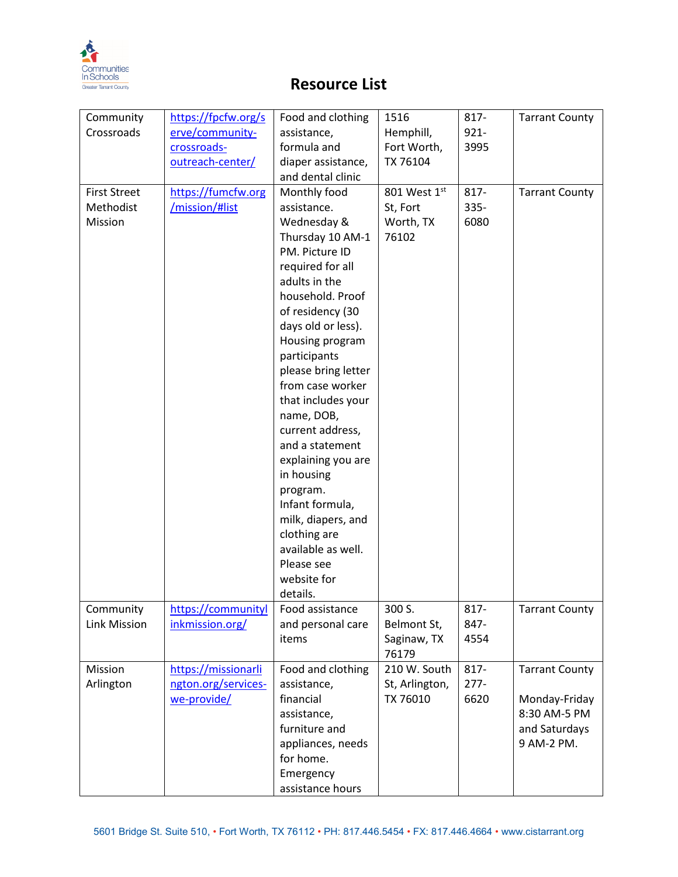# Resource List

| Community Crossroads | https://fpcfw.org/serve/community-crossroads-outreach-center/ | Food and clothing assistance, formula and diaper assistance, and dental clinic | 1516 Hemphill, Fort Worth, TX 76104 | 817-921-3995 | Tarrant County |
|---|---|---|---|---|---|
| First Street Methodist Mission | https://fumcfw.org/mission/#list | Monthly food assistance. Wednesday & Thursday 10 AM-1 PM. Picture ID required for all adults in the household. Proof of residency (30 days old or less). Housing program participants please bring letter from case worker that includes your name, DOB, current address, and a statement explaining you are in housing program. Infant formula, milk, diapers, and clothing are available as well. Please see website for details. | 801 West 1st St, Fort Worth, TX 76102 | 817-335-6080 | Tarrant County |
| Community Link Mission | https://communitylinkmission.org/ | Food assistance and personal care items | 300 S. Belmont St, Saginaw, TX 76179 | 817-847-4554 | Tarrant County |
| Mission Arlington | https://missionarlington.org/services-we-provide/ | Food and clothing assistance, financial assistance, furniture and appliances, needs for home. Emergency assistance hours | 210 W. South St, Arlington, TX 76010 | 817-277-6620 | Tarrant County<br><br>Monday-Friday 8:30 AM-5 PM and Saturdays 9 AM-2 PM. |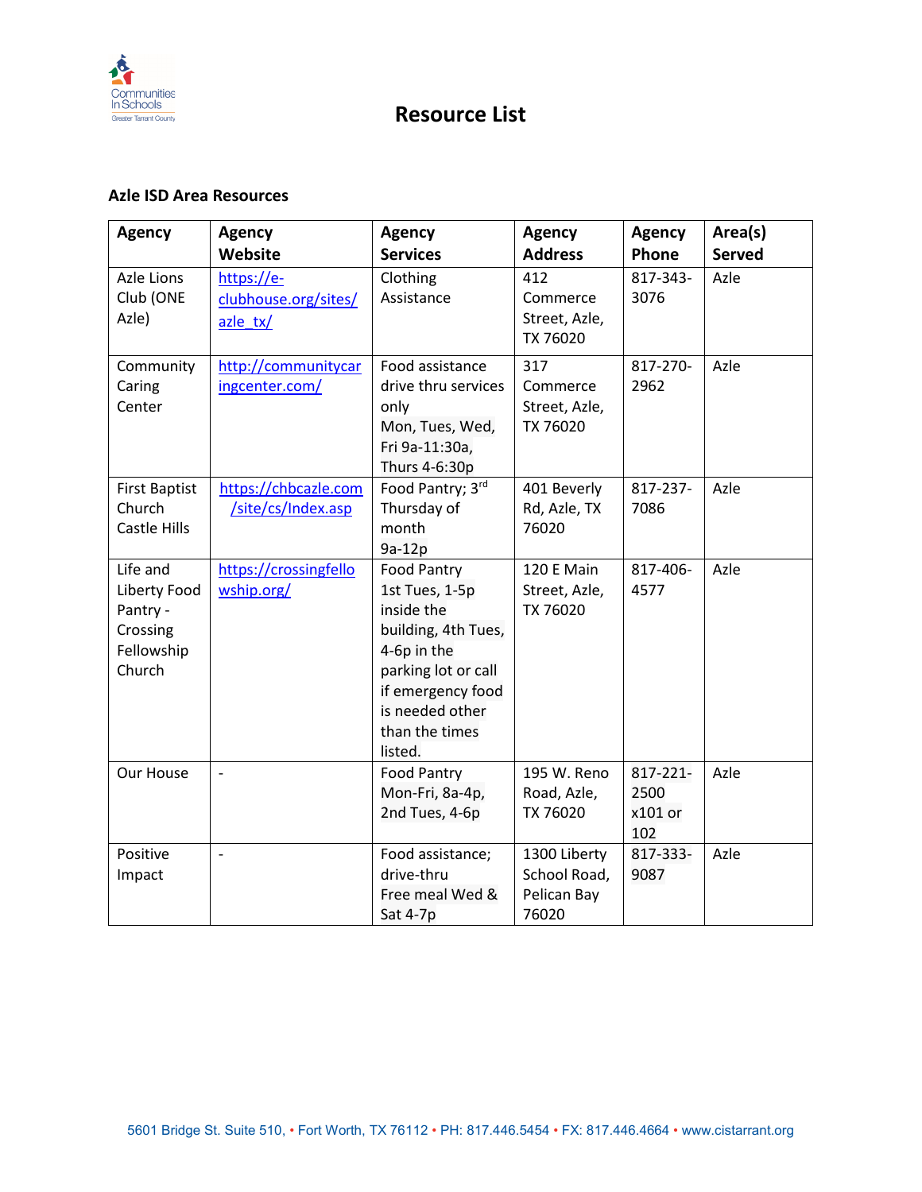# Resource List

### Azle ISD Area Resources

| Agency | Agency Website | Agency Services | Agency Address | Agency Phone | Area(s) Served |
|---|---|---|---|---|---|
| Azle Lions Club (ONE Azle) | https://e-clubhouse.org/sites/azle_tx/ | Clothing Assistance | 412 Commerce Street, Azle, TX 76020 | 817-343-3076 | Azle |
| Community Caring Center | http://communitycaringcenter.com/ | Food assistance drive thru services only Mon, Tues, Wed, Fri 9a-11:30a, Thurs 4-6:30p | 317 Commerce Street, Azle, TX 76020 | 817-270-2962 | Azle |
| First Baptist Church Castle Hills | https://chbcazle.com/site/cs/Index.asp | Food Pantry; 3rd Thursday of month 9a-12p | 401 Beverly Rd, Azle, TX 76020 | 817-237-7086 | Azle |
| Life and Liberty Food Pantry - Crossing Fellowship Church | https://crossingfellowship.org/ | Food Pantry 1st Tues, 1-5p inside the building, 4th Tues, 4-6p in the parking lot or call if emergency food is needed other than the times listed. | 120 E Main Street, Azle, TX 76020 | 817-406-4577 | Azle |
| Our House | - | Food Pantry Mon-Fri, 8a-4p, 2nd Tues, 4-6p | 195 W. Reno Road, Azle, TX 76020 | 817-221-2500 x101 or 102 | Azle |
| Positive Impact | - | Food assistance; drive-thru Free meal Wed & Sat 4-7p | 1300 Liberty School Road, Pelican Bay 76020 | 817-333-9087 | Azle |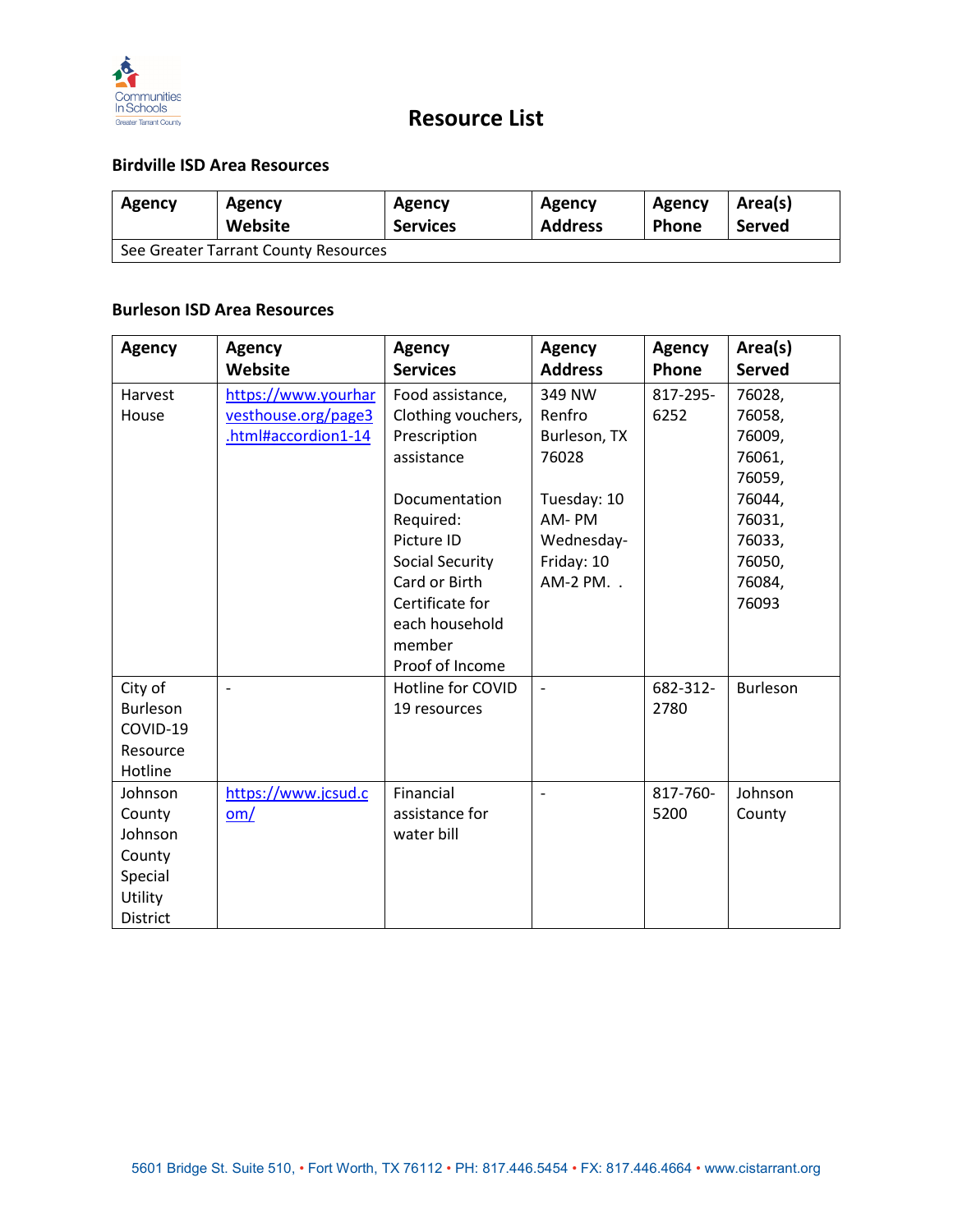# Resource List

### Birdville ISD Area Resources

| Agency | Agency Website | Agency Services | Agency Address | Agency Phone | Area(s) Served |
|---|---|---|---|---|---|
| See Greater Tarrant County Resources | | | | | |

### Burleson ISD Area Resources

| Agency | Agency Website | Agency Services | Agency Address | Agency Phone | Area(s) Served |
|---|---|---|---|---|---|
| Harvest House | https://www.yourharvesthouse.org/page3.html#accordion1-14 | Food assistance, Clothing vouchers, Prescription assistance<br><br>Documentation Required:<br>Picture ID<br>Social Security Card or Birth Certificate for each household member<br>Proof of Income | 349 NW Renfro Burleson, TX 76028<br><br>Tuesday: 10 AM- PM<br>Wednesday-Friday: 10 AM-2 PM. . | 817-295-6252 | 76028, 76058, 76009, 76061, 76059, 76044, 76031, 76033, 76050, 76084, 76093 |
| City of Burleson COVID-19 Resource Hotline | - | Hotline for COVID 19 resources | - | 682-312-2780 | Burleson |
| Johnson County Johnson County Special Utility District | https://www.jcsud.com/ | Financial assistance for water bill | - | 817-760-5200 | Johnson County |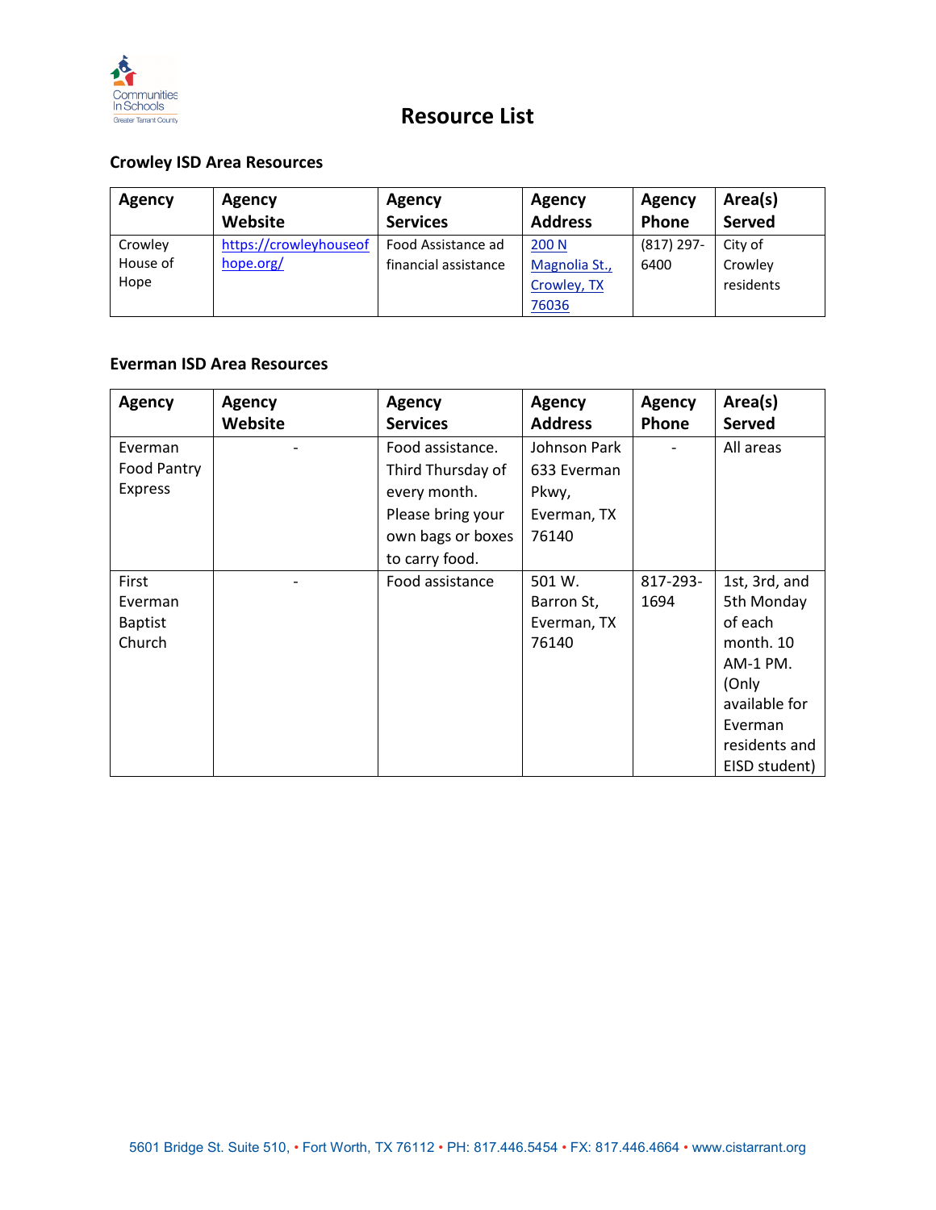# Resource List

## Crowley ISD Area Resources

| Agency | Agency Website | Agency Services | Agency Address | Agency Phone | Area(s) Served |
| --- | --- | --- | --- | --- | --- |
| Crowley House of Hope | https://crowleyhouseofhope.org/ | Food Assistance ad financial assistance | 200 N Magnolia St., Crowley, TX 76036 | (817) 297-6400 | City of Crowley residents |

## Everman ISD Area Resources

| Agency | Agency Website | Agency Services | Agency Address | Agency Phone | Area(s) Served |
| --- | --- | --- | --- | --- | --- |
| Everman Food Pantry Express | - | Food assistance. Third Thursday of every month. Please bring your own bags or boxes to carry food. | Johnson Park 633 Everman Pkwy, Everman, TX 76140 | - | All areas |
| First Everman Baptist Church | - | Food assistance | 501 W. Barron St, Everman, TX 76140 | 817-293-1694 | 1st, 3rd, and 5th Monday of each month. 10 AM-1 PM. (Only available for Everman residents and EISD student) |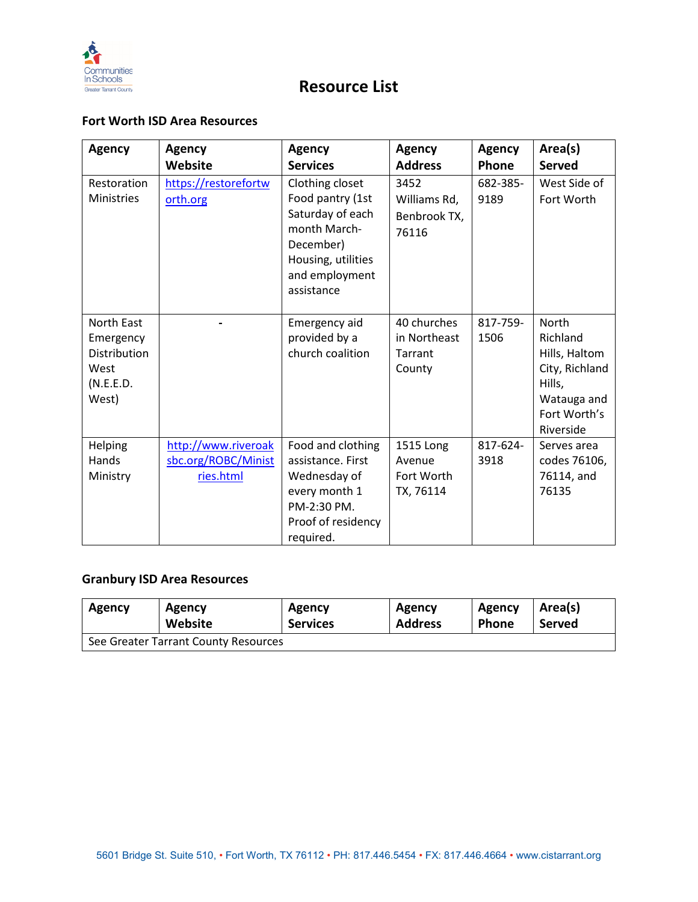# Resource List

## Fort Worth ISD Area Resources

| Agency | Agency Website | Agency Services | Agency Address | Agency Phone | Area(s) Served |
|---|---|---|---|---|---|
| Restoration Ministries | https://restorefortworth.org | Clothing closet<br>Food pantry (1st Saturday of each month March-December)<br>Housing, utilities and employment assistance | 3452 Williams Rd, Benbrook TX, 76116 | 682-385-9189 | West Side of Fort Worth |
| North East Emergency Distribution West (N.E.E.D. West) | - | Emergency aid provided by a church coalition | 40 churches in Northeast Tarrant County | 817-759-1506 | North Richland Hills, Haltom City, Richland Hills, Watauga and Fort Worth's Riverside |
| Helping Hands Ministry | http://www.riveroaksbc.org/ROBC/Ministries.html | Food and clothing assistance. First Wednesday of every month 1 PM-2:30 PM. Proof of residency required. | 1515 Long Avenue Fort Worth TX, 76114 | 817-624-3918 | Serves area codes 76106, 76114, and 76135 |

## Granbury ISD Area Resources

| Agency | Agency Website | Agency Services | Agency Address | Agency Phone | Area(s) Served |
|---|---|---|---|---|---|
| See Greater Tarrant County Resources | | | | | |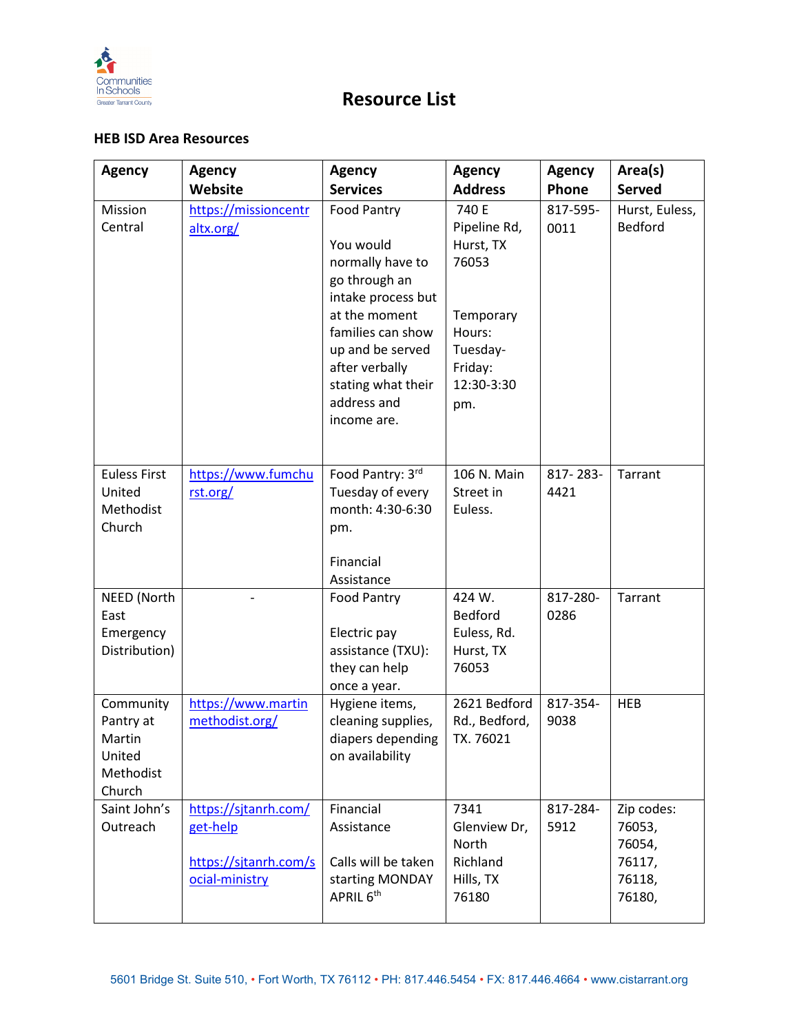# Resource List

## HEB ISD Area Resources

| Agency | Agency Website | Agency Services | Agency Address | Agency Phone | Area(s) Served |
|---|---|---|---|---|---|
| Mission Central | https://missioncentraltx.org/ | Food Pantry<br><br>You would normally have to go through an intake process but at the moment families can show up and be served after verbally stating what their address and income are. | 740 E Pipeline Rd, Hurst, TX 76053<br><br>Temporary Hours: Tuesday-Friday: 12:30-3:30 pm. | 817-595-0011 | Hurst, Euless, Bedford |
| Euless First United Methodist Church | https://www.fumchurst.org/ | Food Pantry: 3rd Tuesday of every month: 4:30-6:30 pm.<br><br>Financial Assistance | 106 N. Main Street in Euless. | 817- 283-4421 | Tarrant |
| NEED (North East Emergency Distribution) | - | Food Pantry<br><br>Electric pay assistance (TXU): they can help once a year. | 424 W. Bedford Euless, Rd. Hurst, TX 76053 | 817-280-0286 | Tarrant |
| Community Pantry at Martin United Methodist Church | https://www.martinmethodist.org/ | Hygiene items, cleaning supplies, diapers depending on availability | 2621 Bedford Rd., Bedford, TX. 76021 | 817-354-9038 | HEB |
| Saint John's Outreach | https://sjtanrh.com/get-help<br><br>https://sjtanrh.com/social-ministry | Financial Assistance<br><br>Calls will be taken starting MONDAY APRIL 6th | 7341 Glenview Dr, North Richland Hills, TX 76180 | 817-284-5912 | Zip codes: 76053, 76054, 76117, 76118, 76180, |

5601 Bridge St. Suite 510, • Fort Worth, TX 76112 • PH: 817.446.5454 • FX: 817.446.4664 • www.cistarrant.org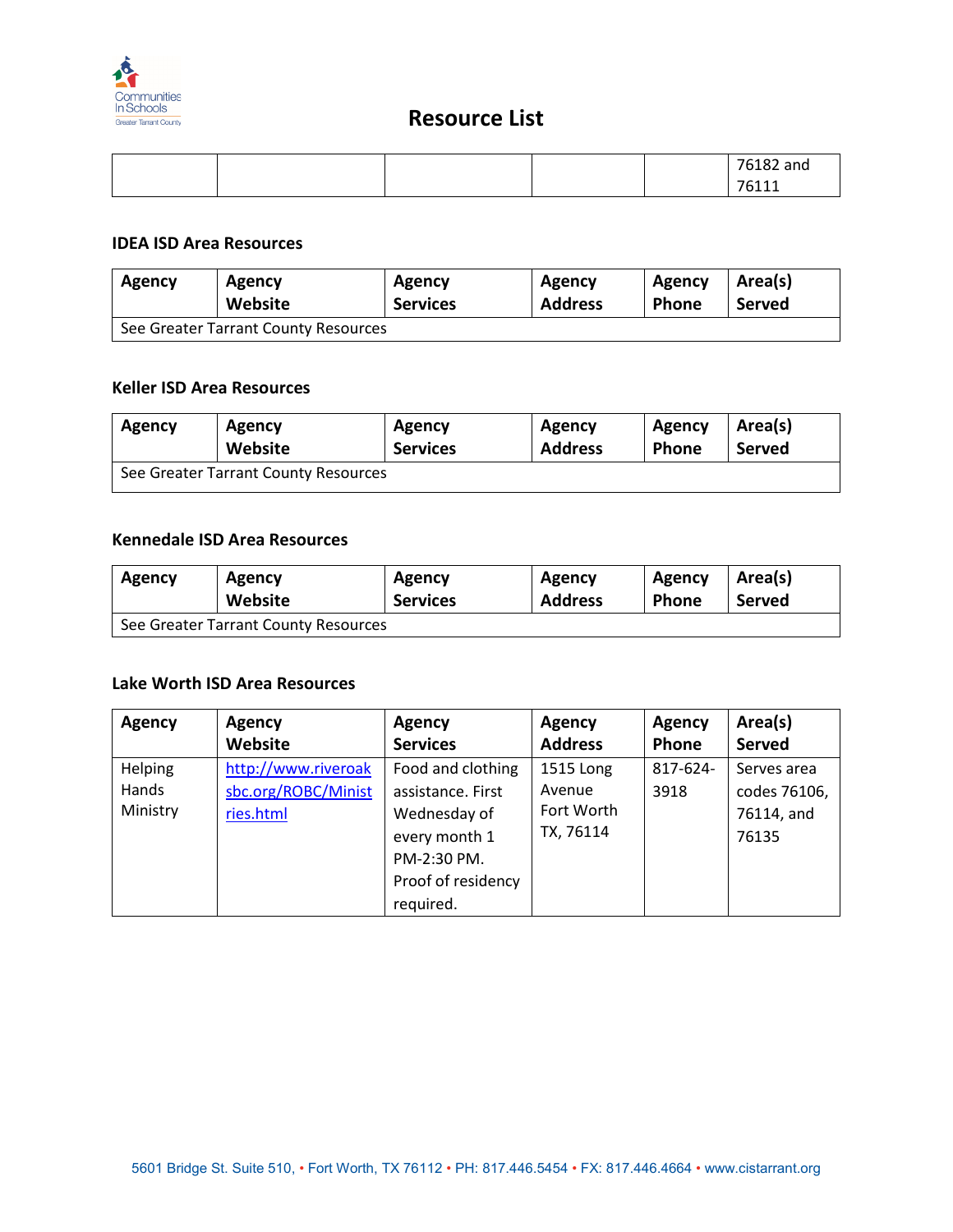# Resource List

| | | | | | 76182 and 76111 |
|---|---|---|---|---|---|

**IDEA ISD Area Resources**

| Agency | Agency Website | Agency Services | Agency Address | Agency Phone | Area(s) Served |
|---|---|---|---|---|---|
| See Greater Tarrant County Resources | | | | | |

**Keller ISD Area Resources**

| Agency | Agency Website | Agency Services | Agency Address | Agency Phone | Area(s) Served |
|---|---|---|---|---|---|
| See Greater Tarrant County Resources | | | | | |

**Kennedale ISD Area Resources**

| Agency | Agency Website | Agency Services | Agency Address | Agency Phone | Area(s) Served |
|---|---|---|---|---|---|
| See Greater Tarrant County Resources | | | | | |

**Lake Worth ISD Area Resources**

| Agency | Agency Website | Agency Services | Agency Address | Agency Phone | Area(s) Served |
|---|---|---|---|---|---|
| Helping Hands Ministry | http://www.riveroaksbc.org/ROBC/Ministries.html | Food and clothing assistance. First Wednesday of every month 1 PM-2:30 PM. Proof of residency required. | 1515 Long Avenue Fort Worth TX, 76114 | 817-624-3918 | Serves area codes 76106, 76114, and 76135 |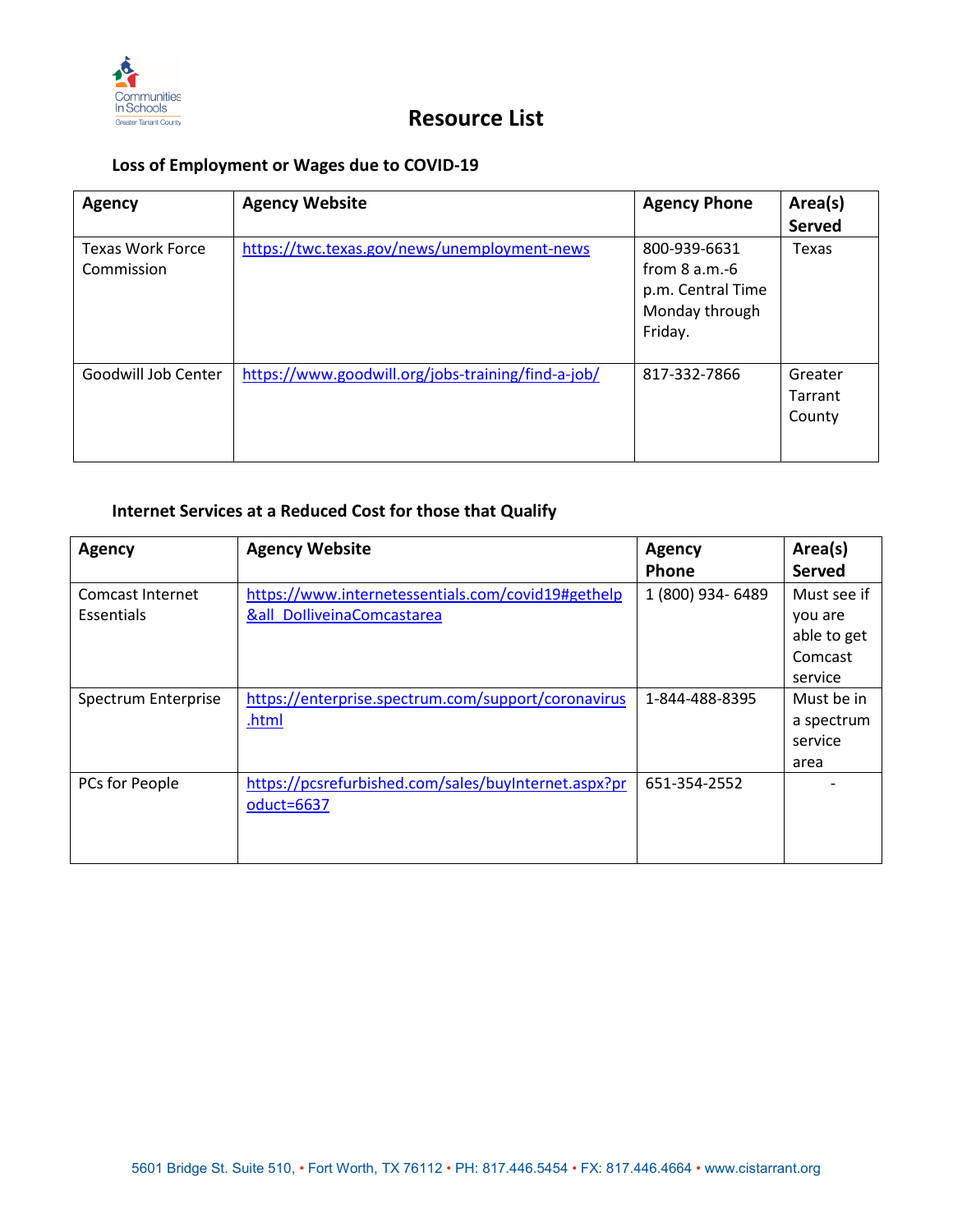# Resource List

## Loss of Employment or Wages due to COVID-19

| Agency | Agency Website | Agency Phone | Area(s) Served |
|---|---|---|---|
| Texas Work Force Commission | https://twc.texas.gov/news/unemployment-news | 800-939-6631 from 8 a.m.-6 p.m. Central Time Monday through Friday. | Texas |
| Goodwill Job Center | https://www.goodwill.org/jobs-training/find-a-job/ | 817-332-7866 | Greater Tarrant County |

## Internet Services at a Reduced Cost for those that Qualify

| Agency | Agency Website | Agency Phone | Area(s) Served |
|---|---|---|---|
| Comcast Internet Essentials | https://www.internetessentials.com/covid19#gethelp&all_DolliveinaComcastarea | 1 (800) 934- 6489 | Must see if you are able to get Comcast service |
| Spectrum Enterprise | https://enterprise.spectrum.com/support/coronavirus.html | 1-844-488-8395 | Must be in a spectrum service area |
| PCs for People | https://pcsrefurbished.com/sales/buyInternet.aspx?product=6637 | 651-354-2552 | - |

5601 Bridge St. Suite 510, • Fort Worth, TX 76112 • PH: 817.446.5454 • FX: 817.446.4664 • www.cistarrant.org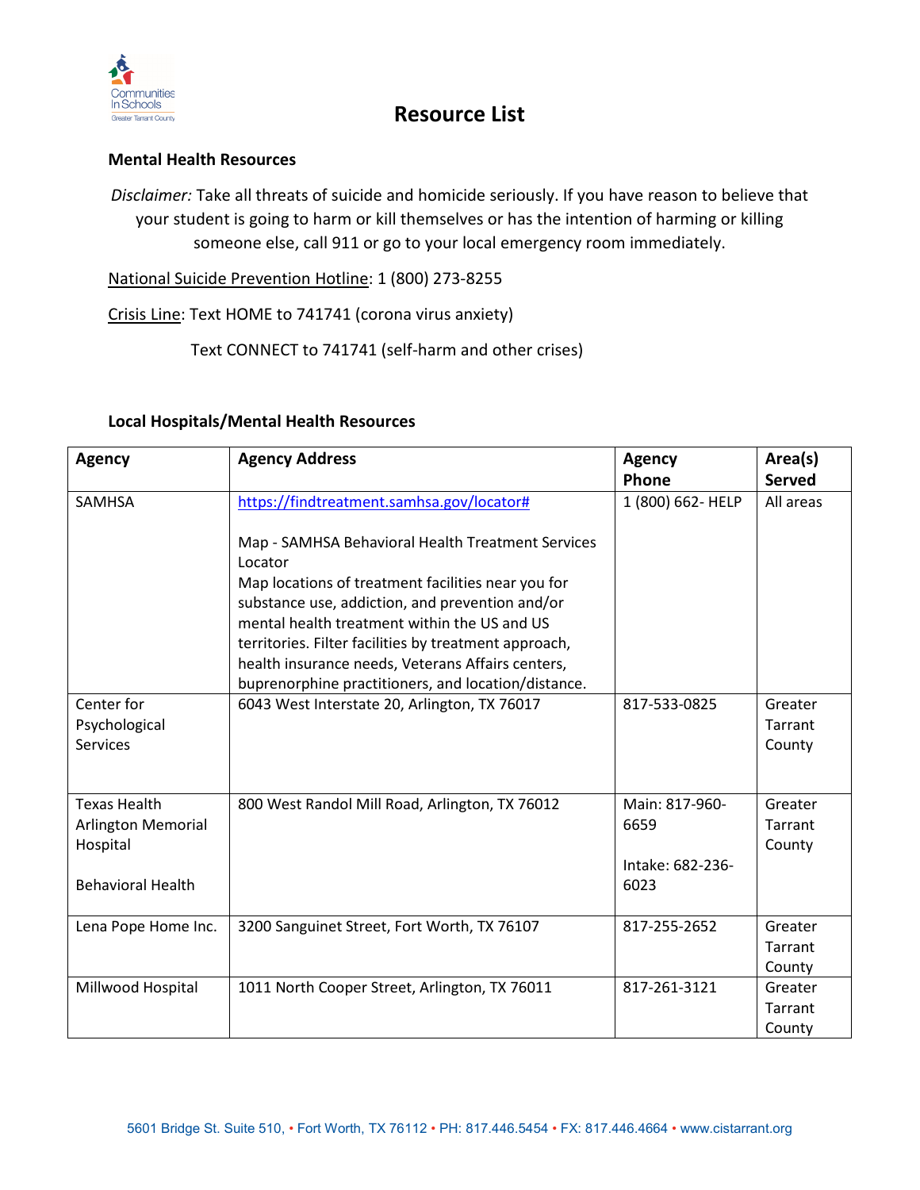# Resource List

**Mental Health Resources**

*Disclaimer:* Take all threats of suicide and homicide seriously. If you have reason to believe that your student is going to harm or kill themselves or has the intention of harming or killing someone else, call 911 or go to your local emergency room immediately.

National Suicide Prevention Hotline: 1 (800) 273-8255

Crisis Line: Text HOME to 741741 (corona virus anxiety)

Text CONNECT to 741741 (self-harm and other crises)

**Local Hospitals/Mental Health Resources**

| Agency | Agency Address | Agency Phone | Area(s) Served |
|---|---|---|---|
| SAMHSA | https://findtreatment.samhsa.gov/locator# <br><br> Map - SAMHSA Behavioral Health Treatment Services Locator <br> Map locations of treatment facilities near you for substance use, addiction, and prevention and/or mental health treatment within the US and US territories. Filter facilities by treatment approach, health insurance needs, Veterans Affairs centers, buprenorphine practitioners, and location/distance. | 1 (800) 662- HELP | All areas |
| Center for Psychological Services | 6043 West Interstate 20, Arlington, TX 76017 | 817-533-0825 | Greater Tarrant County |
| Texas Health Arlington Memorial Hospital <br><br> Behavioral Health | 800 West Randol Mill Road, Arlington, TX 76012 | Main: 817-960-6659 <br><br> Intake: 682-236-6023 | Greater Tarrant County |
| Lena Pope Home Inc. | 3200 Sanguinet Street, Fort Worth, TX 76107 | 817-255-2652 | Greater Tarrant County |
| Millwood Hospital | 1011 North Cooper Street, Arlington, TX 76011 | 817-261-3121 | Greater Tarrant County |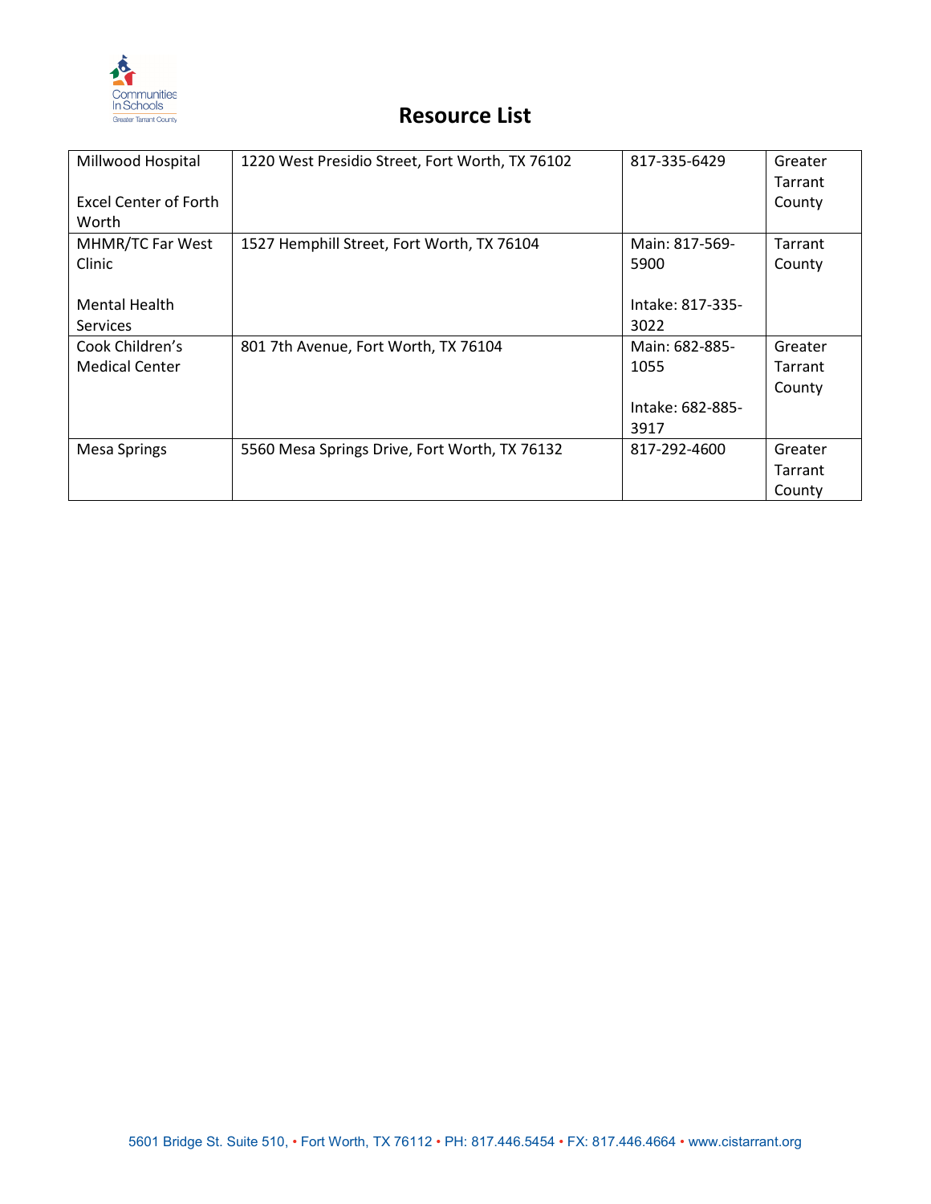# Resource List

| | | | |
|---|---|---|---|
| Millwood Hospital<br><br>Excel Center of Forth Worth | 1220 West Presidio Street, Fort Worth, TX 76102 | 817-335-6429 | Greater Tarrant County |
| MHMR/TC Far West Clinic<br><br>Mental Health Services | 1527 Hemphill Street, Fort Worth, TX 76104 | Main: 817-569-5900<br><br>Intake: 817-335-3022 | Tarrant County |
| Cook Children's Medical Center | 801 7th Avenue, Fort Worth, TX 76104 | Main: 682-885-1055<br><br>Intake: 682-885-3917 | Greater Tarrant County |
| Mesa Springs | 5560 Mesa Springs Drive, Fort Worth, TX 76132 | 817-292-4600 | Greater Tarrant County |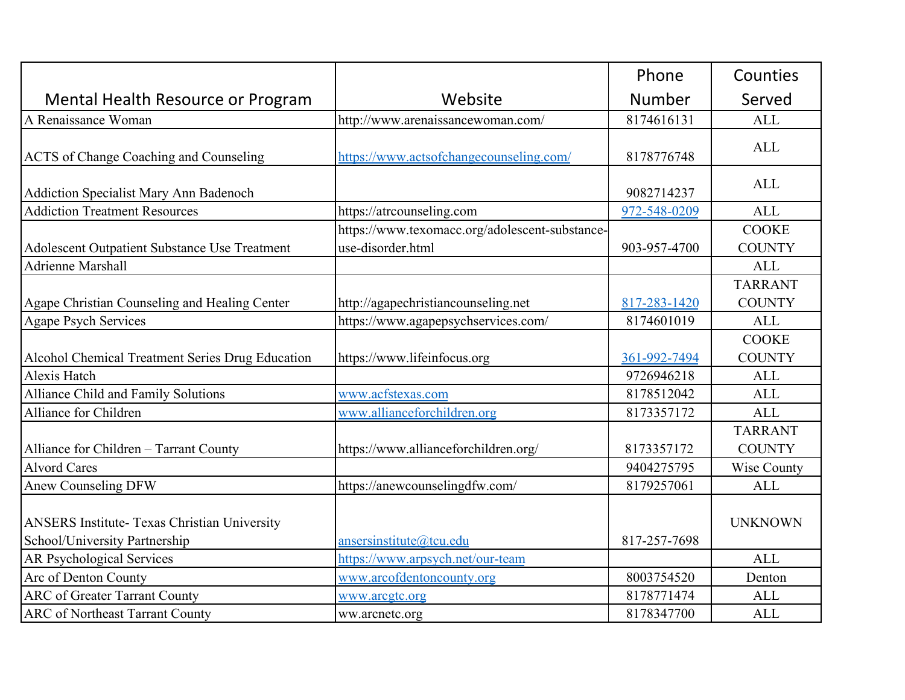| Mental Health Resource or Program | Website | Phone Number | Counties Served |
| --- | --- | --- | --- |
| A Renaissance Woman | http://www.arenaissancewoman.com/ | 8174616131 | ALL |
| ACTS of Change Coaching and Counseling | https://www.actsofchangecounseling.com/ | 8178776748 | ALL |
| Addiction Specialist Mary Ann Badenoch | | 9082714237 | ALL |
| Addiction Treatment Resources | https://atrcounseling.com | 972-548-0209 | ALL |
| Adolescent Outpatient Substance Use Treatment | https://www.texomacc.org/adolescent-substance-use-disorder.html | 903-957-4700 | COOKE COUNTY |
| Adrienne Marshall | | | ALL |
| Agape Christian Counseling and Healing Center | http://agapechristiancounseling.net | 817-283-1420 | TARRANT COUNTY |
| Agape Psych Services | https://www.agapepsychservices.com/ | 8174601019 | ALL |
| Alcohol Chemical Treatment Series Drug Education | https://www.lifeinfocus.org | 361-992-7494 | COOKE COUNTY |
| Alexis Hatch | | 9726946218 | ALL |
| Alliance Child and Family Solutions | www.acfstexas.com | 8178512042 | ALL |
| Alliance for Children | www.allianceforchildren.org | 8173357172 | ALL |
| Alliance for Children – Tarrant County | https://www.allianceforchildren.org/ | 8173357172 | TARRANT COUNTY |
| Alvord Cares | | 9404275795 | Wise County |
| Anew Counseling DFW | https://anewcounselingdfw.com/ | 8179257061 | ALL |
| ANSERS Institute- Texas Christian University School/University Partnership | ansersinstitute@tcu.edu | 817-257-7698 | UNKNOWN |
| AR Psychological Services | https://www.arpsych.net/our-team | | ALL |
| Arc of Denton County | www.arcofdentoncounty.org | 8003754520 | Denton |
| ARC of Greater Tarrant County | www.arcgtc.org | 8178771474 | ALL |
| ARC of Northeast Tarrant County | ww.arcnetc.org | 8178347700 | ALL |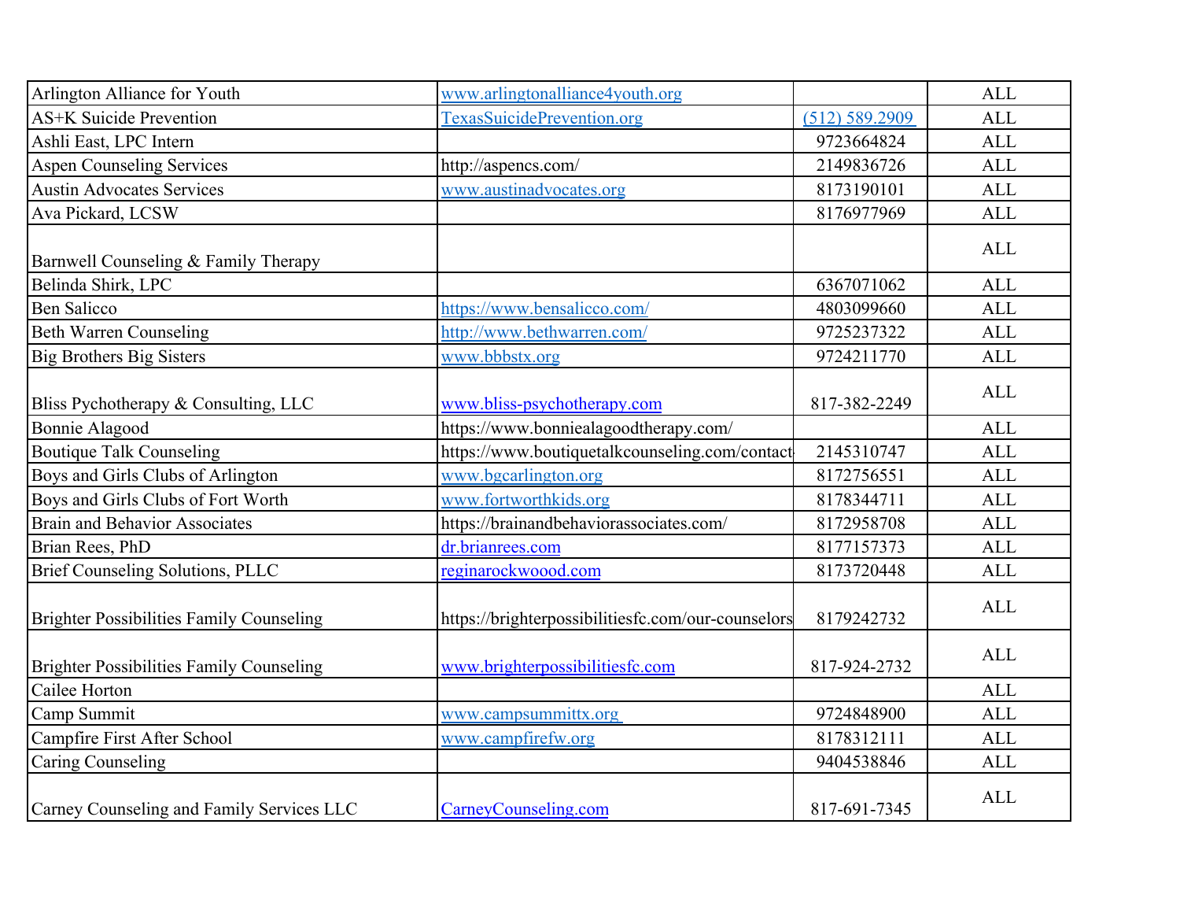| | | | |
|---|---|---|---|
| Arlington Alliance for Youth | www.arlingtonalliance4youth.org | | ALL |
| AS+K Suicide Prevention | TexasSuicidePrevention.org | (512) 589.2909 | ALL |
| Ashli East, LPC Intern | | 9723664824 | ALL |
| Aspen Counseling Services | http://aspencs.com/ | 2149836726 | ALL |
| Austin Advocates Services | www.austinadvocates.org | 8173190101 | ALL |
| Ava Pickard, LCSW | | 8176977969 | ALL |
| Barnwell Counseling & Family Therapy | | | ALL |
| Belinda Shirk, LPC | | 6367071062 | ALL |
| Ben Salicco | https://www.bensalicco.com/ | 4803099660 | ALL |
| Beth Warren Counseling | http://www.bethwarren.com/ | 9725237322 | ALL |
| Big Brothers Big Sisters | www.bbbstx.org | 9724211770 | ALL |
| Bliss Pychotherapy & Consulting, LLC | www.bliss-psychotherapy.com | 817-382-2249 | ALL |
| Bonnie Alagood | https://www.bonniealagoodtherapy.com/ | | ALL |
| Boutique Talk Counseling | https://www.boutiquetalkcounseling.com/contact | 2145310747 | ALL |
| Boys and Girls Clubs of Arlington | www.bgcarlington.org | 8172756551 | ALL |
| Boys and Girls Clubs of Fort Worth | www.fortworthkids.org | 8178344711 | ALL |
| Brain and Behavior Associates | https://brainandbehaviorassociates.com/ | 8172958708 | ALL |
| Brian Rees, PhD | dr.brianrees.com | 8177157373 | ALL |
| Brief Counseling Solutions, PLLC | reginarockwoood.com | 8173720448 | ALL |
| Brighter Possibilities Family Counseling | https://brighterpossibilitiesfc.com/our-counselors | 8179242732 | ALL |
| Brighter Possibilities Family Counseling | www.brighterpossibilitiesfc.com | 817-924-2732 | ALL |
| Cailee Horton | | | ALL |
| Camp Summit | www.campsummittx.org | 9724848900 | ALL |
| Campfire First After School | www.campfirefw.org | 8178312111 | ALL |
| Caring Counseling | | 9404538846 | ALL |
| Carney Counseling and Family Services LLC | CarneyCounseling.com | 817-691-7345 | ALL |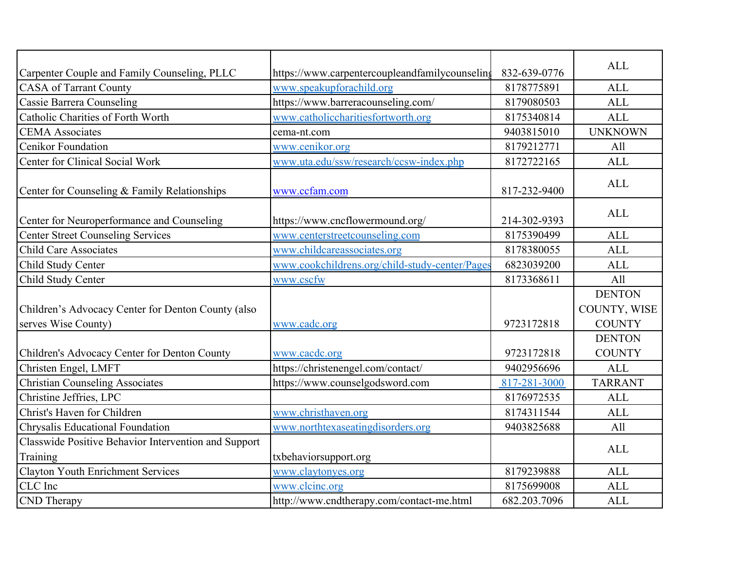| | | | |
|---|---|---|---|
| Carpenter Couple and Family Counseling, PLLC | https://www.carpentercoupleandfamilycounseling | 832-639-0776 | ALL |
| CASA of Tarrant County | www.speakupforachild.org | 8178775891 | ALL |
| Cassie Barrera Counseling | https://www.barreracounseling.com/ | 8179080503 | ALL |
| Catholic Charities of Forth Worth | www.catholiccharitiesfortworth.org | 8175340814 | ALL |
| CEMA Associates | cema-nt.com | 9403815010 | UNKNOWN |
| Cenikor Foundation | www.cenikor.org | 8179212771 | All |
| Center for Clinical Social Work | www.uta.edu/ssw/research/ccsw-index.php | 8172722165 | ALL |
| Center for Counseling & Family Relationships | www.ccfam.com | 817-232-9400 | ALL |
| Center for Neuroperformance and Counseling | https://www.cncflowermound.org/ | 214-302-9393 | ALL |
| Center Street Counseling Services | www.centerstreetcounseling.com | 8175390499 | ALL |
| Child Care Associates | www.childcareassociates.org | 8178380055 | ALL |
| Child Study Center | www.cookchildrens.org/child-study-center/Pages | 6823039200 | ALL |
| Child Study Center | www.cscfw | 8173368611 | All |
| Children's Advocacy Center for Denton County (also serves Wise County) | www.cadc.org | 9723172818 | DENTON COUNTY, WISE COUNTY |
| Children's Advocacy Center for Denton County | www.cacdc.org | 9723172818 | DENTON COUNTY |
| Christen Engel, LMFT | https://christenengel.com/contact/ | 9402956696 | ALL |
| Christian Counseling Associates | https://www.counselgodsword.com | 817-281-3000 | TARRANT |
| Christine Jeffries, LPC | | 8176972535 | ALL |
| Christ's Haven for Children | www.christhaven.org | 8174311544 | ALL |
| Chrysalis Educational Foundation | www.northtexaseatingdisorders.org | 9403825688 | All |
| Classwide Positive Behavior Intervention and Support Training | txbehaviorsupport.org | | ALL |
| Clayton Youth Enrichment Services | www.claytonyes.org | 8179239888 | ALL |
| CLC Inc | www.clcinc.org | 8175699008 | ALL |
| CND Therapy | http://www.cndtherapy.com/contact-me.html | 682.203.7096 | ALL |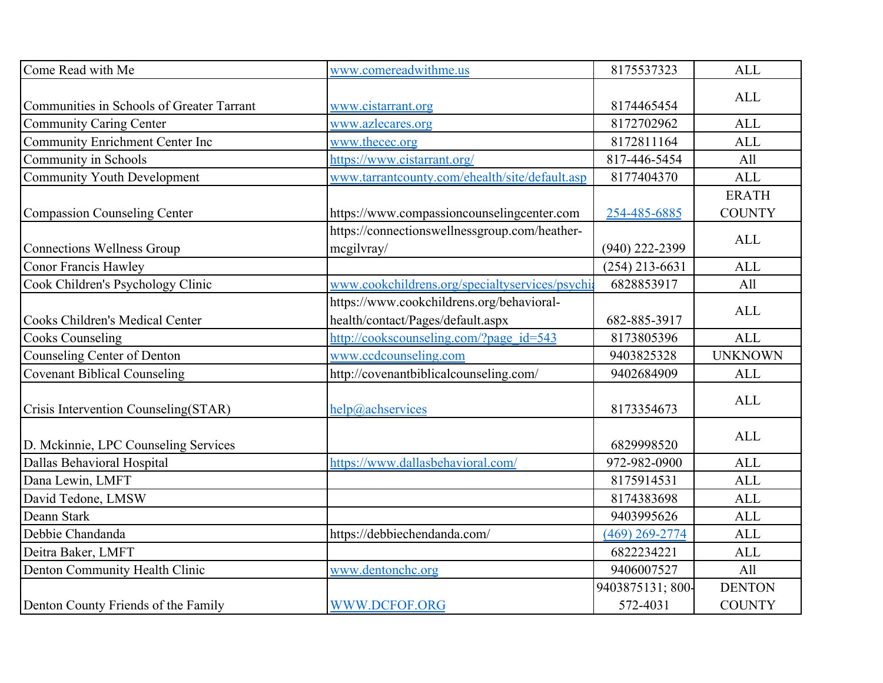| Come Read with Me | www.comereadwithme.us | 8175537323 | ALL |
|---|---|---|---|
| Communities in Schools of Greater Tarrant | www.cistarrant.org | 8174465454 | ALL |
| Community Caring Center | www.azlecares.org | 8172702962 | ALL |
| Community Enrichment Center Inc | www.thecec.org | 8172811164 | ALL |
| Community in Schools | https://www.cistarrant.org/ | 817-446-5454 | All |
| Community Youth Development | www.tarrantcounty.com/ehealth/site/default.asp | 8177404370 | ALL |
| Compassion Counseling Center | https://www.compassioncounselingcenter.com | 254-485-6885 | ERATH COUNTY |
| Connections Wellness Group | https://connectionswellnessgroup.com/heather-mcgilvray/ | (940) 222-2399 | ALL |
| Conor Francis Hawley | | (254) 213-6631 | ALL |
| Cook Children's Psychology Clinic | www.cookchildrens.org/specialtyservices/psychia | 6828853917 | All |
| Cooks Children's Medical Center | https://www.cookchildrens.org/behavioral-health/contact/Pages/default.aspx | 682-885-3917 | ALL |
| Cooks Counseling | http://cookscounseling.com/?page_id=543 | 8173805396 | ALL |
| Counseling Center of Denton | www.ccdcounseling.com | 9403825328 | UNKNOWN |
| Covenant Biblical Counseling | http://covenantbiblicalcounseling.com/ | 9402684909 | ALL |
| Crisis Intervention Counseling(STAR) | help@achservices | 8173354673 | ALL |
| D. Mckinnie, LPC Counseling Services | | 6829998520 | ALL |
| Dallas Behavioral Hospital | https://www.dallasbehavioral.com/ | 972-982-0900 | ALL |
| Dana Lewin, LMFT | | 8175914531 | ALL |
| David Tedone, LMSW | | 8174383698 | ALL |
| Deann Stark | | 9403995626 | ALL |
| Debbie Chandanda | https://debbiechendanda.com/ | (469) 269-2774 | ALL |
| Deitra Baker, LMFT | | 6822234221 | ALL |
| Denton Community Health Clinic | www.dentonchc.org | 9406007527 | All |
| Denton County Friends of the Family | WWW.DCFOF.ORG | 9403875131; 800-572-4031 | DENTON COUNTY |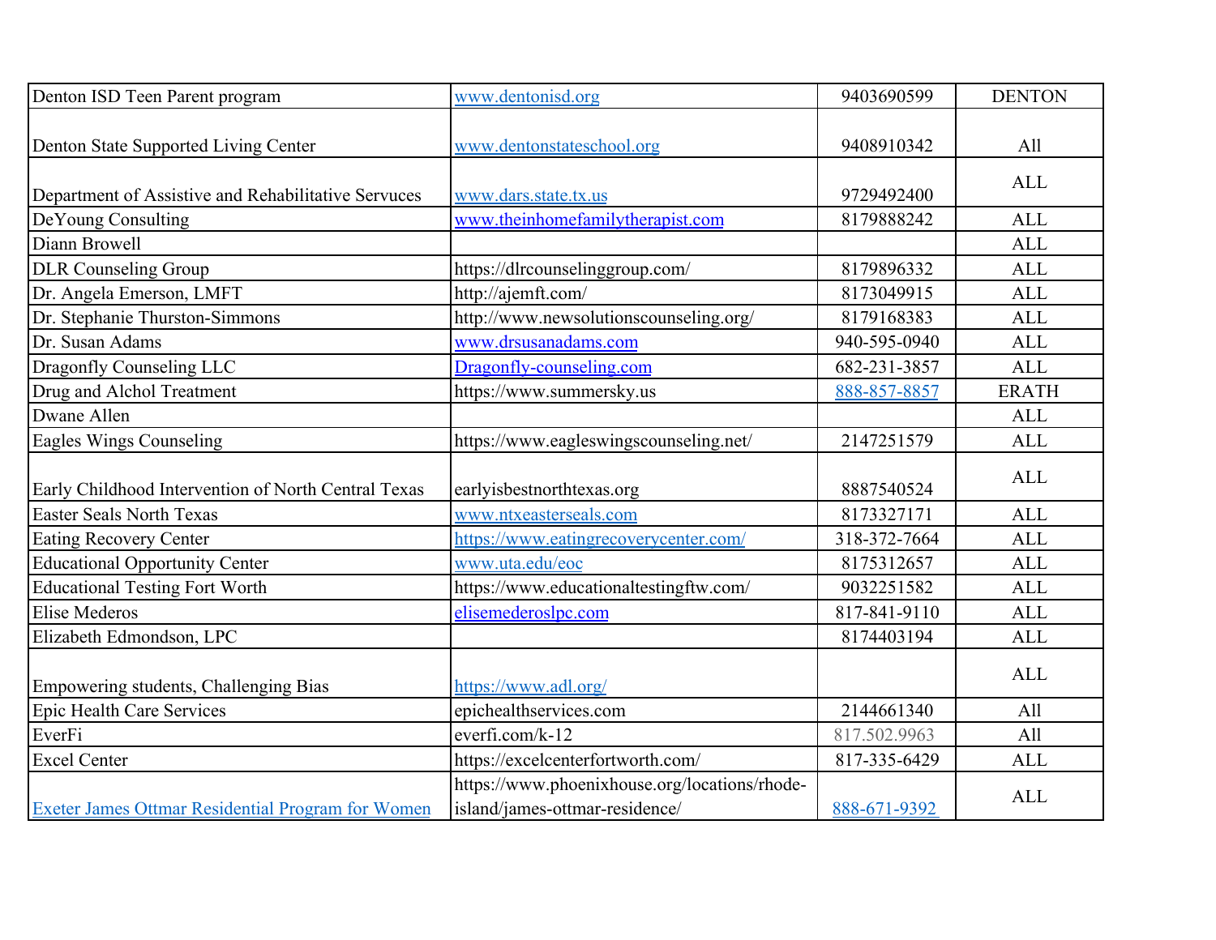| Denton ISD Teen Parent program | www.dentonisd.org | 9403690599 | DENTON |
|---|---|---|---|
| Denton State Supported Living Center | www.dentonstateschool.org | 9408910342 | All |
| Department of Assistive and Rehabilitative Servuces | www.dars.state.tx.us | 9729492400 | ALL |
| DeYoung Consulting | www.theinhomefamilytherapist.com | 8179888242 | ALL |
| Diann Browell | | | ALL |
| DLR Counseling Group | https://dlrcounselinggroup.com/ | 8179896332 | ALL |
| Dr. Angela Emerson, LMFT | http://ajemft.com/ | 8173049915 | ALL |
| Dr. Stephanie Thurston-Simmons | http://www.newsolutionscounseling.org/ | 8179168383 | ALL |
| Dr. Susan Adams | www.drsusanadams.com | 940-595-0940 | ALL |
| Dragonfly Counseling LLC | Dragonfly-counseling.com | 682-231-3857 | ALL |
| Drug and Alchol Treatment | https://www.summersky.us | 888-857-8857 | ERATH |
| Dwane Allen | | | ALL |
| Eagles Wings Counseling | https://www.eagleswingscounseling.net/ | 2147251579 | ALL |
| Early Childhood Intervention of North Central Texas | earlyisbestnorthtexas.org | 8887540524 | ALL |
| Easter Seals North Texas | www.ntxeasterseals.com | 8173327171 | ALL |
| Eating Recovery Center | https://www.eatingrecoverycenter.com/ | 318-372-7664 | ALL |
| Educational Opportunity Center | www.uta.edu/eoc | 8175312657 | ALL |
| Educational Testing Fort Worth | https://www.educationaltestingftw.com/ | 9032251582 | ALL |
| Elise Mederos | elisemederoslpc.com | 817-841-9110 | ALL |
| Elizabeth Edmondson, LPC | | 8174403194 | ALL |
| Empowering students, Challenging Bias | https://www.adl.org/ | | ALL |
| Epic Health Care Services | epichealthservices.com | 2144661340 | All |
| EverFi | everfi.com/k-12 | 817.502.9963 | All |
| Excel Center | https://excelcenterfortworth.com/ | 817-335-6429 | ALL |
| Exeter James Ottmar Residential Program for Women | https://www.phoenixhouse.org/locations/rhode-island/james-ottmar-residence/ | 888-671-9392 | ALL |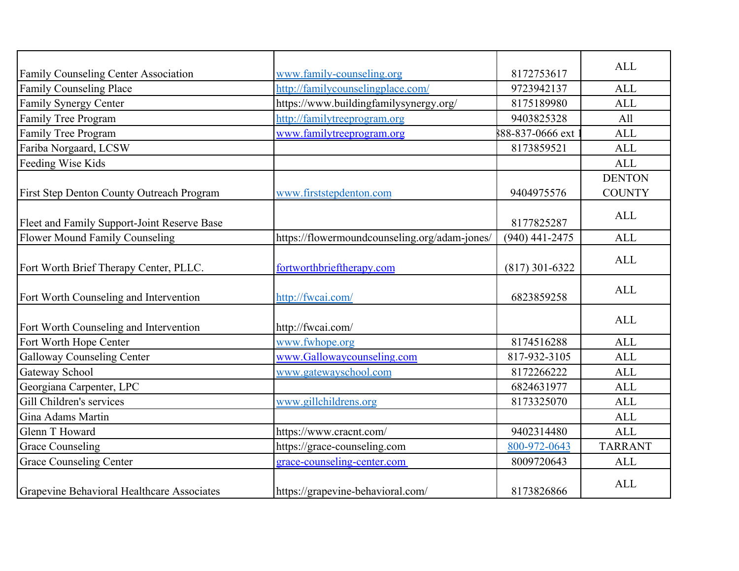| | | | |
|---|---|---|---|
| Family Counseling Center Association | www.family-counseling.org | 8172753617 | ALL |
| Family Counseling Place | http://familycounselingplace.com/ | 9723942137 | ALL |
| Family Synergy Center | https://www.buildingfamilysynergy.org/ | 8175189980 | ALL |
| Family Tree Program | http://familytreeprogram.org | 9403825328 | All |
| Family Tree Program | www.familytreeprogram.org | 888-837-0666 ext 1 | ALL |
| Fariba Norgaard, LCSW | | 8173859521 | ALL |
| Feeding Wise Kids | | | ALL |
| First Step Denton County Outreach Program | www.firststepdenton.com | 9404975576 | DENTON COUNTY |
| Fleet and Family Support-Joint Reserve Base | | 8177825287 | ALL |
| Flower Mound Family Counseling | https://flowermoundcounseling.org/adam-jones/ | (940) 441-2475 | ALL |
| Fort Worth Brief Therapy Center, PLLC. | fortworthbrieftherapy.com | (817) 301-6322 | ALL |
| Fort Worth Counseling and Intervention | http://fwcai.com/ | 6823859258 | ALL |
| Fort Worth Counseling and Intervention | http://fwcai.com/ | | ALL |
| Fort Worth Hope Center | www.fwhope.org | 8174516288 | ALL |
| Galloway Counseling Center | www.Gallowaycounseling.com | 817-932-3105 | ALL |
| Gateway School | www.gatewayschool.com | 8172266222 | ALL |
| Georgiana Carpenter, LPC | | 6824631977 | ALL |
| Gill Children's services | www.gillchildrens.org | 8173325070 | ALL |
| Gina Adams Martin | | | ALL |
| Glenn T Howard | https://www.cracnt.com/ | 9402314480 | ALL |
| Grace Counseling | https://grace-counseling.com | 800-972-0643 | TARRANT |
| Grace Counseling Center | grace-counseling-center.com | 8009720643 | ALL |
| Grapevine Behavioral Healthcare Associates | https://grapevine-behavioral.com/ | 8173826866 | ALL |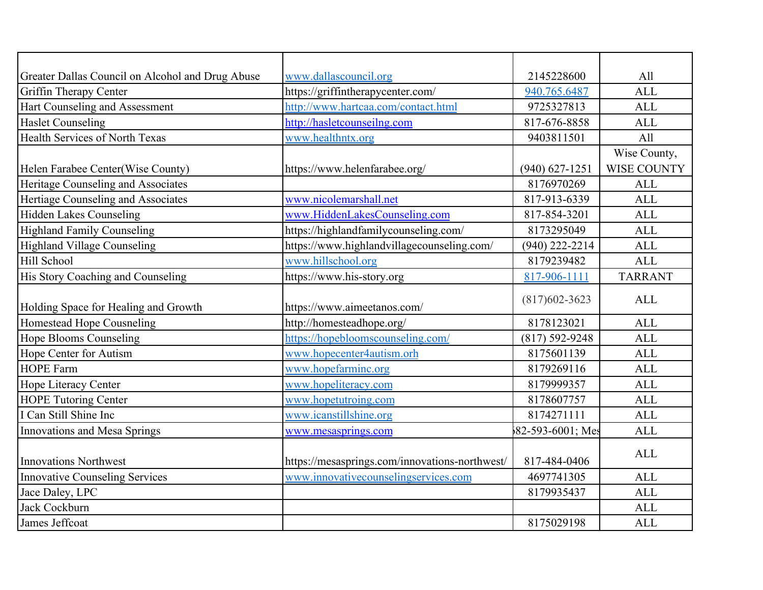| | | | |
|---|---|---|---|
| Greater Dallas Council on Alcohol and Drug Abuse | www.dallascouncil.org | 2145228600 | All |
| Griffin Therapy Center | https://griffintherapycenter.com/ | 940.765.6487 | ALL |
| Hart Counseling and Assessment | http://www.hartcaa.com/contact.html | 9725327813 | ALL |
| Haslet Counseling | http://hasletcounseilng.com | 817-676-8858 | ALL |
| Health Services of North Texas | www.healthntx.org | 9403811501 | All |
| Helen Farabee Center(Wise County) | https://www.helenfarabee.org/ | (940) 627-1251 | Wise County, WISE COUNTY |
| Heritage Counseling and Associates | | 8176970269 | ALL |
| Hertiage Counseling and Associates | www.nicolemarshall.net | 817-913-6339 | ALL |
| Hidden Lakes Counseling | www.HiddenLakesCounseling.com | 817-854-3201 | ALL |
| Highland Family Counseling | https://highlandfamilycounseling.com/ | 8173295049 | ALL |
| Highland Village Counseling | https://www.highlandvillagecounseling.com/ | (940) 222-2214 | ALL |
| Hill School | www.hillschool.org | 8179239482 | ALL |
| His Story Coaching and Counseling | https://www.his-story.org | 817-906-1111 | TARRANT |
| Holding Space for Healing and Growth | https://www.aimeetanos.com/ | (817)602-3623 | ALL |
| Homestead Hope Cousneling | http://homesteadhope.org/ | 8178123021 | ALL |
| Hope Blooms Counseling | https://hopebloomscounseling.com/ | (817) 592-9248 | ALL |
| Hope Center for Autism | www.hopecenter4autism.orh | 8175601139 | ALL |
| HOPE Farm | www.hopefarminc.org | 8179269116 | ALL |
| Hope Literacy Center | www.hopeliteracy.com | 8179999357 | ALL |
| HOPE Tutoring Center | www.hopetutroing.com | 8178607757 | ALL |
| I Can Still Shine Inc | www.icanstillshine.org | 8174271111 | ALL |
| Innovations and Mesa Springs | www.mesasprings.com | 682-593-6001; Mes | ALL |
| Innovations Northwest | https://mesasprings.com/innovations-northwest/ | 817-484-0406 | ALL |
| Innovative Counseling Services | www.innovativecounselingservices.com | 4697741305 | ALL |
| Jace Daley, LPC | | 8179935437 | ALL |
| Jack Cockburn | | | ALL |
| James Jeffcoat | | 8175029198 | ALL |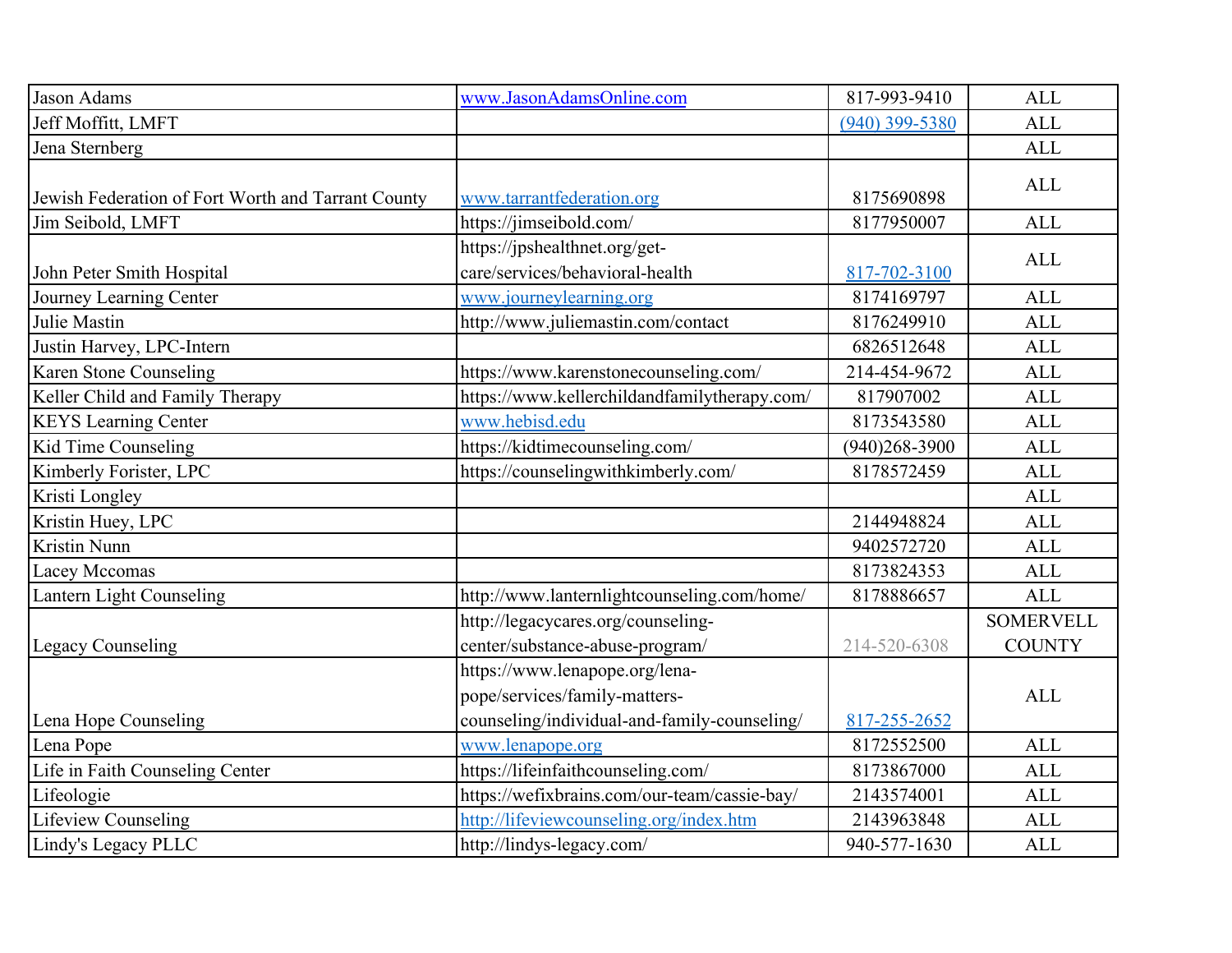| Jason Adams | www.JasonAdamsOnline.com | 817-993-9410 | ALL |
|---|---|---|---|
| Jeff Moffitt, LMFT | | (940) 399-5380 | ALL |
| Jena Sternberg | | | ALL |
| Jewish Federation of Fort Worth and Tarrant County | www.tarrantfederation.org | 8175690898 | ALL |
| Jim Seibold, LMFT | https://jimseibold.com/ | 8177950007 | ALL |
| John Peter Smith Hospital | https://jpshealthnet.org/get-care/services/behavioral-health | 817-702-3100 | ALL |
| Journey Learning Center | www.journeylearning.org | 8174169797 | ALL |
| Julie Mastin | http://www.juliemastin.com/contact | 8176249910 | ALL |
| Justin Harvey, LPC-Intern | | 6826512648 | ALL |
| Karen Stone Counseling | https://www.karenstonecounseling.com/ | 214-454-9672 | ALL |
| Keller Child and Family Therapy | https://www.kellerchildandfamilytherapy.com/ | 817907002 | ALL |
| KEYS Learning Center | www.hebisd.edu | 8173543580 | ALL |
| Kid Time Counseling | https://kidtimecounseling.com/ | (940)268-3900 | ALL |
| Kimberly Forister, LPC | https://counselingwithkimberly.com/ | 8178572459 | ALL |
| Kristi Longley | | | ALL |
| Kristin Huey, LPC | | 2144948824 | ALL |
| Kristin Nunn | | 9402572720 | ALL |
| Lacey Mccomas | | 8173824353 | ALL |
| Lantern Light Counseling | http://www.lanternlightcounseling.com/home/ | 8178886657 | ALL |
| Legacy Counseling | http://legacycares.org/counseling-center/substance-abuse-program/ | 214-520-6308 | SOMERVELL COUNTY |
| Lena Hope Counseling | https://www.lenapope.org/lena-pope/services/family-matters-counseling/individual-and-family-counseling/ | 817-255-2652 | ALL |
| Lena Pope | www.lenapope.org | 8172552500 | ALL |
| Life in Faith Counseling Center | https://lifeinfaithcounseling.com/ | 8173867000 | ALL |
| Lifeologie | https://wefixbrains.com/our-team/cassie-bay/ | 2143574001 | ALL |
| Lifeview Counseling | http://lifeviewcounseling.org/index.htm | 2143963848 | ALL |
| Lindy's Legacy PLLC | http://lindys-legacy.com/ | 940-577-1630 | ALL |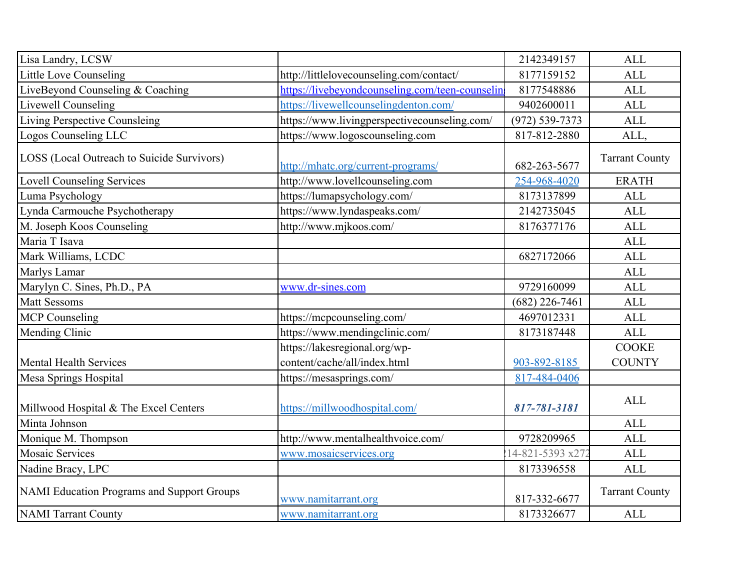| Lisa Landry, LCSW | | 2142349157 | ALL |
|---|---|---|---|
| Little Love Counseling | http://littlelovecounseling.com/contact/ | 8177159152 | ALL |
| LiveBeyond Counseling & Coaching | https://livebeyondcounseling.com/teen-counselin | 8177548886 | ALL |
| Livewell Counseling | https://livewellcounselingdenton.com/ | 9402600011 | ALL |
| Living Perspective Counsleing | https://www.livingperspectivecounseling.com/ | (972) 539-7373 | ALL |
| Logos Counseling LLC | https://www.logoscounseling.com | 817-812-2880 | ALL, |
| LOSS (Local Outreach to Suicide Survivors) | http://mhatc.org/current-programs/ | 682-263-5677 | Tarrant County |
| Lovell Counseling Services | http://www.lovellcounseling.com | 254-968-4020 | ERATH |
| Luma Psychology | https://lumapsychology.com/ | 8173137899 | ALL |
| Lynda Carmouche Psychotherapy | https://www.lyndaspeaks.com/ | 2142735045 | ALL |
| M. Joseph Koos Counseling | http://www.mjkoos.com/ | 8176377176 | ALL |
| Maria T Isava | | | ALL |
| Mark Williams, LCDC | | 6827172066 | ALL |
| Marlys Lamar | | | ALL |
| Marylyn C. Sines, Ph.D., PA | www.dr-sines.com | 9729160099 | ALL |
| Matt Sessoms | | (682) 226-7461 | ALL |
| MCP Counseling | https://mcpcounseling.com/ | 4697012331 | ALL |
| Mending Clinic | https://www.mendingclinic.com/ | 8173187448 | ALL |
| Mental Health Services | https://lakesregional.org/wp-content/cache/all/index.html | 903-892-8185 | COOKE COUNTY |
| Mesa Springs Hospital | https://mesasprings.com/ | 817-484-0406 | |
| Millwood Hospital & The Excel Centers | https://millwoodhospital.com/ | ***817-781-3181*** | ALL |
| Minta Johnson | | | ALL |
| Monique M. Thompson | http://www.mentalhealthvoice.com/ | 9728209965 | ALL |
| Mosaic Services | www.mosaicservices.org | 214-821-5393 x272 | ALL |
| Nadine Bracy, LPC | | 8173396558 | ALL |
| NAMI Education Programs and Support Groups | www.namitarrant.org | 817-332-6677 | Tarrant County |
| NAMI Tarrant County | www.namitarrant.org | 8173326677 | ALL |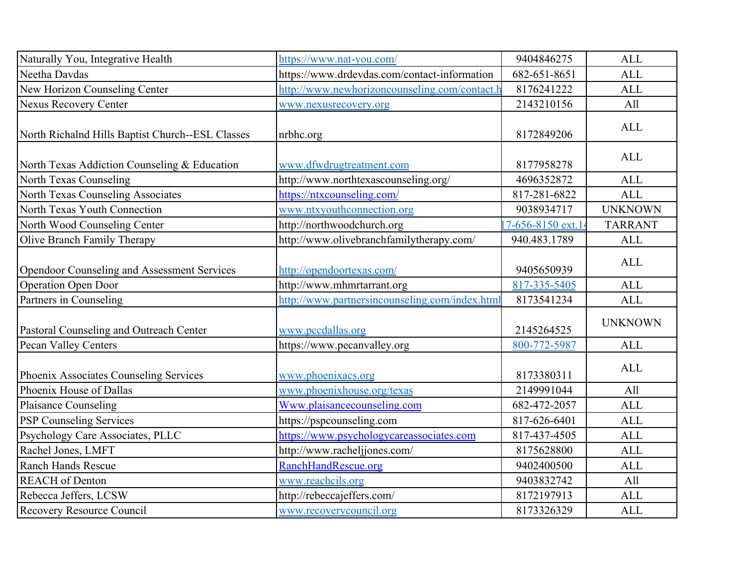| | | | |
|---|---|---|---|
| Naturally You, Integrative Health | https://www.nat-you.com/ | 9404846275 | ALL |
| Neetha Davdas | https://www.drdevdas.com/contact-information | 682-651-8651 | ALL |
| New Horizon Counseling Center | http://www.newhorizoncounseling.com/contact.h | 8176241222 | ALL |
| Nexus Recovery Center | www.nexusrecovery.org | 2143210156 | All |
| North Richalnd Hills Baptist Church--ESL Classes | nrbhc.org | 8172849206 | ALL |
| North Texas Addiction Counseling & Education | www.dfwdrugtreatment.com | 8177958278 | ALL |
| North Texas Counseling | http://www.northtexascounseling.org/ | 4696352872 | ALL |
| North Texas Counseling Associates | https://ntxcounseling.com/ | 817-281-6822 | ALL |
| North Texas Youth Connection | www.ntxyouthconnection.org | 9038934717 | UNKNOWN |
| North Wood Counseling Center | http://northwoodchurch.org | 17-656-8150 ext.14 | TARRANT |
| Olive Branch Family Therapy | http://www.olivebranchfamilytherapy.com/ | 940.483.1789 | ALL |
| Opendoor Counseling and Assessment Services | http://opendoortexas.com/ | 9405650939 | ALL |
| Operation Open Door | http://www.mhmrtarrant.org | 817-335-5405 | ALL |
| Partners in Counseling | http://www.partnersincounseling.com/index.html | 8173541234 | ALL |
| Pastoral Counseling and Outreach Center | www.pccdallas.org | 2145264525 | UNKNOWN |
| Pecan Valley Centers | https://www.pecanvalley.org | 800-772-5987 | ALL |
| Phoenix Associates Counseling Services | www.phoenixacs.org | 8173380311 | ALL |
| Phoenix House of Dallas | www.phoenixhouse.org/texas | 2149991044 | All |
| Plaisance Counseling | Www.plaisancecounseling.com | 682-472-2057 | ALL |
| PSP Counseling Services | https://pspcounseling.com | 817-626-6401 | ALL |
| Psychology Care Associates, PLLC | https://www.psychologycareassociates.com | 817-437-4505 | ALL |
| Rachel Jones, LMFT | http://www.racheljjones.com/ | 8175628800 | ALL |
| Ranch Hands Rescue | RanchHandRescue.org | 9402400500 | ALL |
| REACH of Denton | www.reachcils.org | 9403832742 | All |
| Rebecca Jeffers, LCSW | http://rebeccajeffers.com/ | 8172197913 | ALL |
| Recovery Resource Council | www.recoverycouncil.org | 8173326329 | ALL |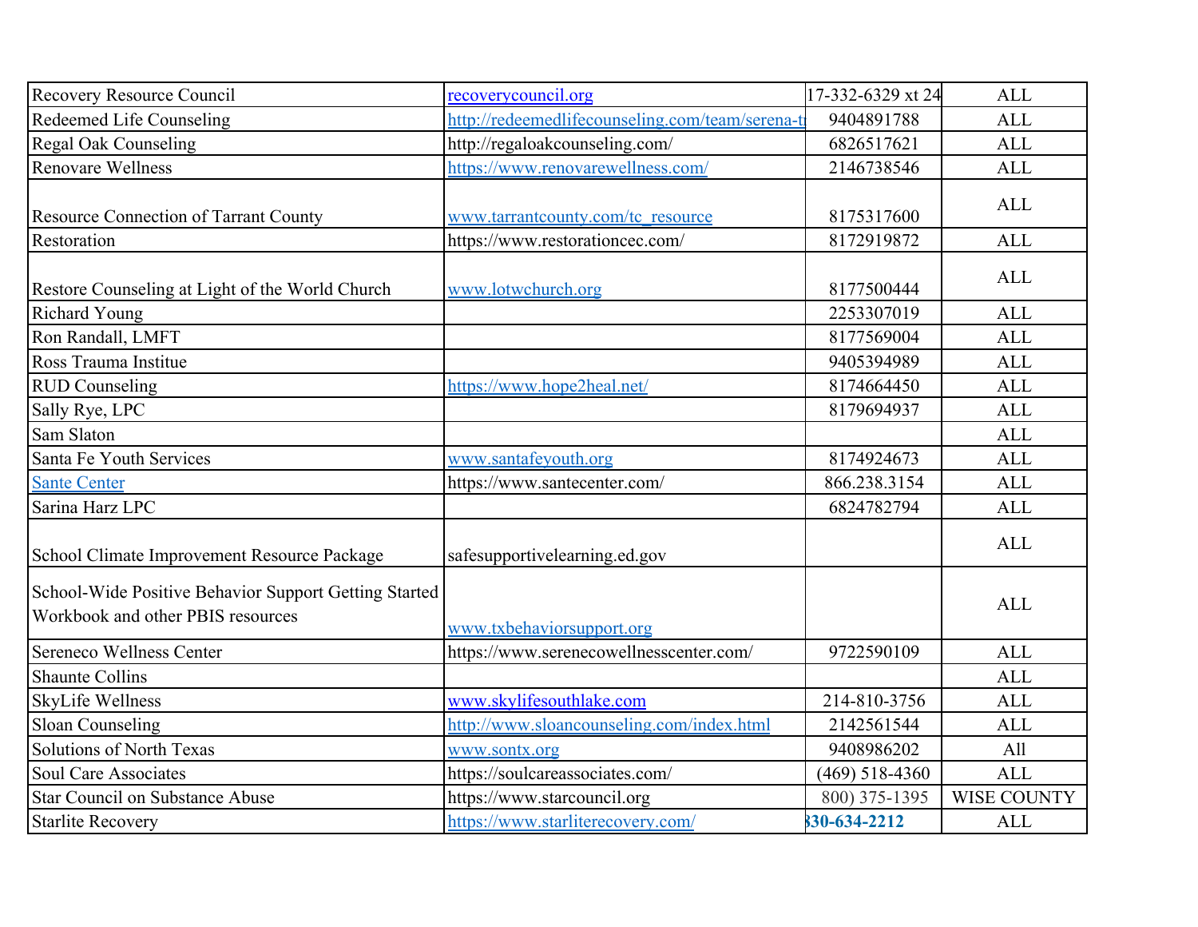| | | | |
|---|---|---|---|
| Recovery Resource Council | recoverycouncil.org | 17-332-6329 xt 24 | ALL |
| Redeemed Life Counseling | http://redeemedlifecounseling.com/team/serena-t | 9404891788 | ALL |
| Regal Oak Counseling | http://regaloakcounseling.com/ | 6826517621 | ALL |
| Renovare Wellness | https://www.renovarewellness.com/ | 2146738546 | ALL |
| Resource Connection of Tarrant County | www.tarrantcounty.com/tc_resource | 8175317600 | ALL |
| Restoration | https://www.restorationcec.com/ | 8172919872 | ALL |
| Restore Counseling at Light of the World Church | www.lotwchurch.org | 8177500444 | ALL |
| Richard Young | | 2253307019 | ALL |
| Ron Randall, LMFT | | 8177569004 | ALL |
| Ross Trauma Institue | | 9405394989 | ALL |
| RUD Counseling | https://www.hope2heal.net/ | 8174664450 | ALL |
| Sally Rye, LPC | | 8179694937 | ALL |
| Sam Slaton | | | ALL |
| Santa Fe Youth Services | www.santafeyouth.org | 8174924673 | ALL |
| Sante Center | https://www.santecenter.com/ | 866.238.3154 | ALL |
| Sarina Harz LPC | | 6824782794 | ALL |
| School Climate Improvement Resource Package | safesupportivelearning.ed.gov | | ALL |
| School-Wide Positive Behavior Support Getting Started Workbook and other PBIS resources | www.txbehaviorsupport.org | | ALL |
| Sereneco Wellness Center | https://www.serenecowellnesscenter.com/ | 9722590109 | ALL |
| Shaunte Collins | | | ALL |
| SkyLife Wellness | www.skylifesouthlake.com | 214-810-3756 | ALL |
| Sloan Counseling | http://www.sloancounseling.com/index.html | 2142561544 | ALL |
| Solutions of North Texas | www.sontx.org | 9408986202 | All |
| Soul Care Associates | https://soulcareassociates.com/ | (469) 518-4360 | ALL |
| Star Council on Substance Abuse | https://www.starcouncil.org | 800) 375-1395 | WISE COUNTY |
| Starlite Recovery | https://www.starliterecovery.com/ | 330-634-2212 | ALL |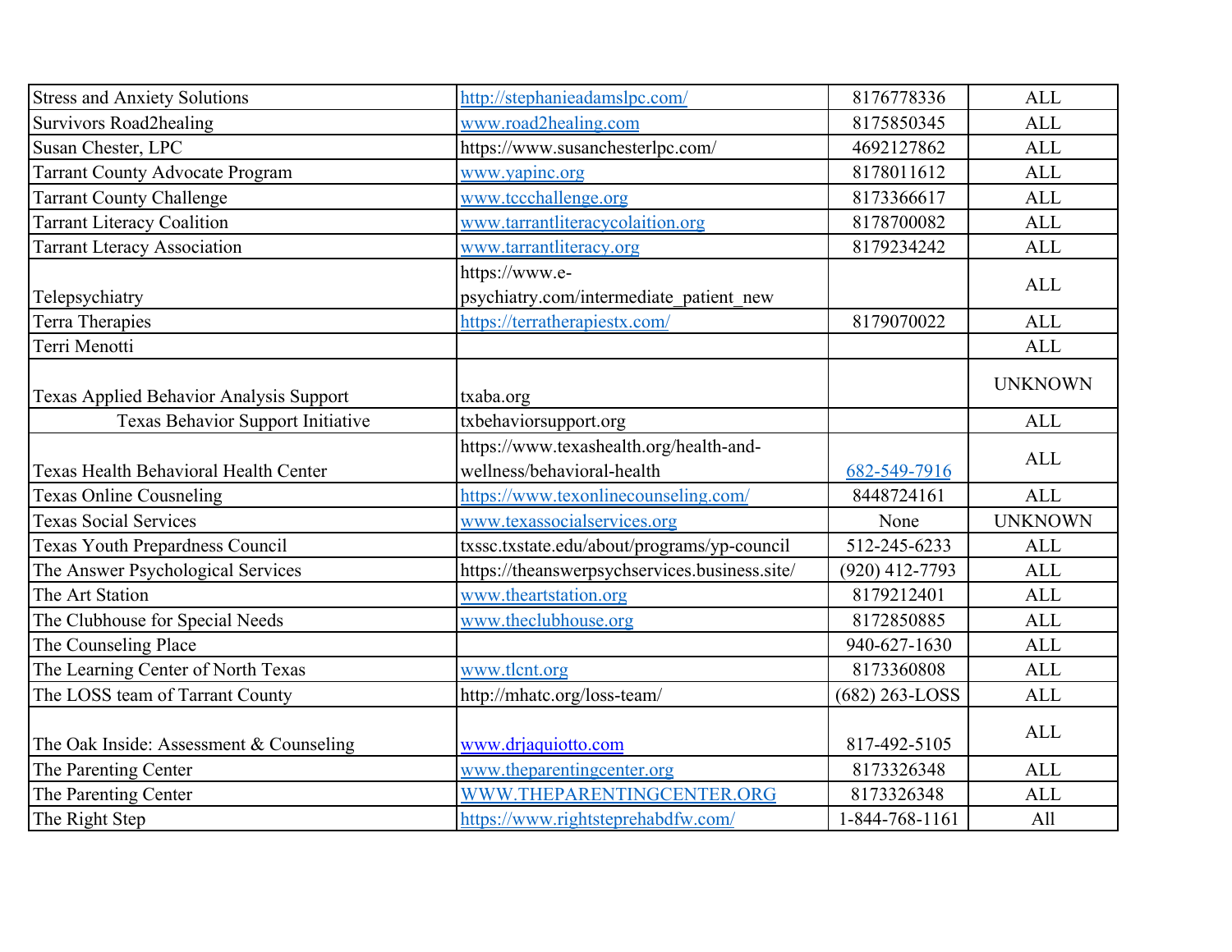| Stress and Anxiety Solutions | http://stephanieadamslpc.com/ | 8176778336 | ALL |
|---|---|---|---|
| Survivors Road2healing | www.road2healing.com | 8175850345 | ALL |
| Susan Chester, LPC | https://www.susanchesterlpc.com/ | 4692127862 | ALL |
| Tarrant County Advocate Program | www.yapinc.org | 8178011612 | ALL |
| Tarrant County Challenge | www.tccchallenge.org | 8173366617 | ALL |
| Tarrant Literacy Coalition | www.tarrantliteracycolaition.org | 8178700082 | ALL |
| Tarrant Lteracy Association | www.tarrantliteracy.org | 8179234242 | ALL |
| Telepsychiatry | https://www.e-psychiatry.com/intermediate_patient_new | | ALL |
| Terra Therapies | https://terratherapiestx.com/ | 8179070022 | ALL |
| Terri Menotti | | | ALL |
| Texas Applied Behavior Analysis Support | txaba.org | | UNKNOWN |
| Texas Behavior Support Initiative | txbehaviorsupport.org | | ALL |
| Texas Health Behavioral Health Center | https://www.texashealth.org/health-and-wellness/behavioral-health | 682-549-7916 | ALL |
| Texas Online Cousneling | https://www.texonlinecounseling.com/ | 8448724161 | ALL |
| Texas Social Services | www.texassocialservices.org | None | UNKNOWN |
| Texas Youth Prepardness Council | txssc.txstate.edu/about/programs/yp-council | 512-245-6233 | ALL |
| The Answer Psychological Services | https://theanswerpsychservices.business.site/ | (920) 412-7793 | ALL |
| The Art Station | www.theartstation.org | 8179212401 | ALL |
| The Clubhouse for Special Needs | www.theclubhouse.org | 8172850885 | ALL |
| The Counseling Place | | 940-627-1630 | ALL |
| The Learning Center of North Texas | www.tlcnt.org | 8173360808 | ALL |
| The LOSS team of Tarrant County | http://mhatc.org/loss-team/ | (682) 263-LOSS | ALL |
| The Oak Inside: Assessment & Counseling | www.drjaquiotto.com | 817-492-5105 | ALL |
| The Parenting Center | www.theparentingcenter.org | 8173326348 | ALL |
| The Parenting Center | WWW.THEPARENTINGCENTER.ORG | 8173326348 | ALL |
| The Right Step | https://www.rightsteprehabdfw.com/ | 1-844-768-1161 | All |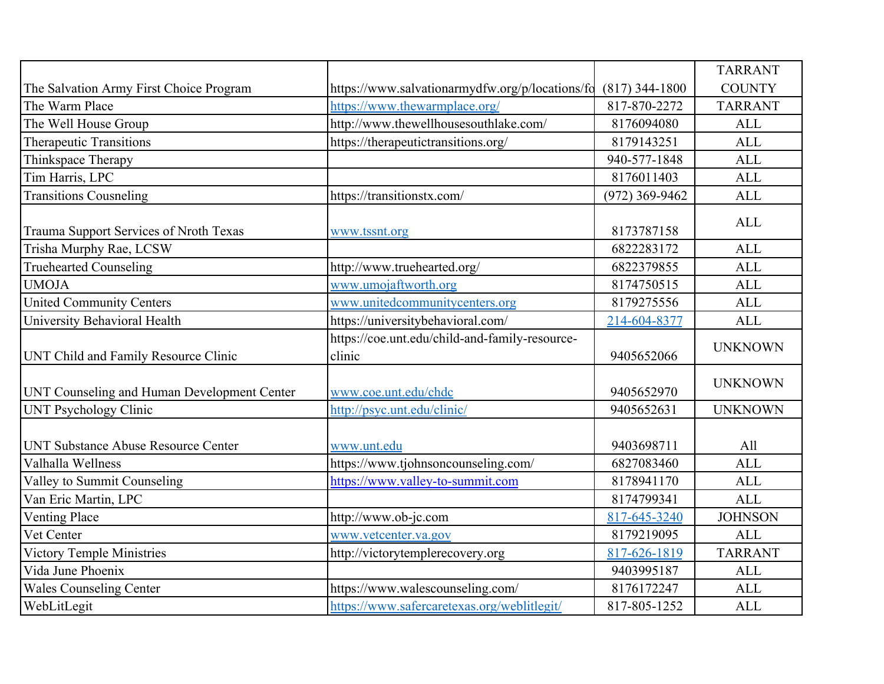| The Salvation Army First Choice Program | https://www.salvationarmydfw.org/p/locations/fo | (817) 344-1800 | TARRANT COUNTY |
|---|---|---|---|
| The Warm Place | https://www.thewarmplace.org/ | 817-870-2272 | TARRANT |
| The Well House Group | http://www.thewellhousesouthlake.com/ | 8176094080 | ALL |
| Therapeutic Transitions | https://therapeutictransitions.org/ | 8179143251 | ALL |
| Thinkspace Therapy | | 940-577-1848 | ALL |
| Tim Harris, LPC | | 8176011403 | ALL |
| Transitions Cousneling | https://transitionstx.com/ | (972) 369-9462 | ALL |
| Trauma Support Services of Nroth Texas | www.tssnt.org | 8173787158 | ALL |
| Trisha Murphy Rae, LCSW | | 6822283172 | ALL |
| Truehearted Counseling | http://www.truehearted.org/ | 6822379855 | ALL |
| UMOJA | www.umojaftworth.org | 8174750515 | ALL |
| United Community Centers | www.unitedcommunitycenters.org | 8179275556 | ALL |
| University Behavioral Health | https://universitybehavioral.com/ | 214-604-8377 | ALL |
| UNT Child and Family Resource Clinic | https://coe.unt.edu/child-and-family-resource-clinic | 9405652066 | UNKNOWN |
| UNT Counseling and Human Development Center | www.coe.unt.edu/chdc | 9405652970 | UNKNOWN |
| UNT Psychology Clinic | http://psyc.unt.edu/clinic/ | 9405652631 | UNKNOWN |
| UNT Substance Abuse Resource Center | www.unt.edu | 9403698711 | All |
| Valhalla Wellness | https://www.tjohnsoncounseling.com/ | 6827083460 | ALL |
| Valley to Summit Counseling | https://www.valley-to-summit.com | 8178941170 | ALL |
| Van Eric Martin, LPC | | 8174799341 | ALL |
| Venting Place | http://www.ob-jc.com | 817-645-3240 | JOHNSON |
| Vet Center | www.vetcenter.va.gov | 8179219095 | ALL |
| Victory Temple Ministries | http://victorytemplerecovery.org | 817-626-1819 | TARRANT |
| Vida June Phoenix | | 9403995187 | ALL |
| Wales Counseling Center | https://www.walescounseling.com/ | 8176172247 | ALL |
| WebLitLegit | https://www.safercaretexas.org/weblitlegit/ | 817-805-1252 | ALL |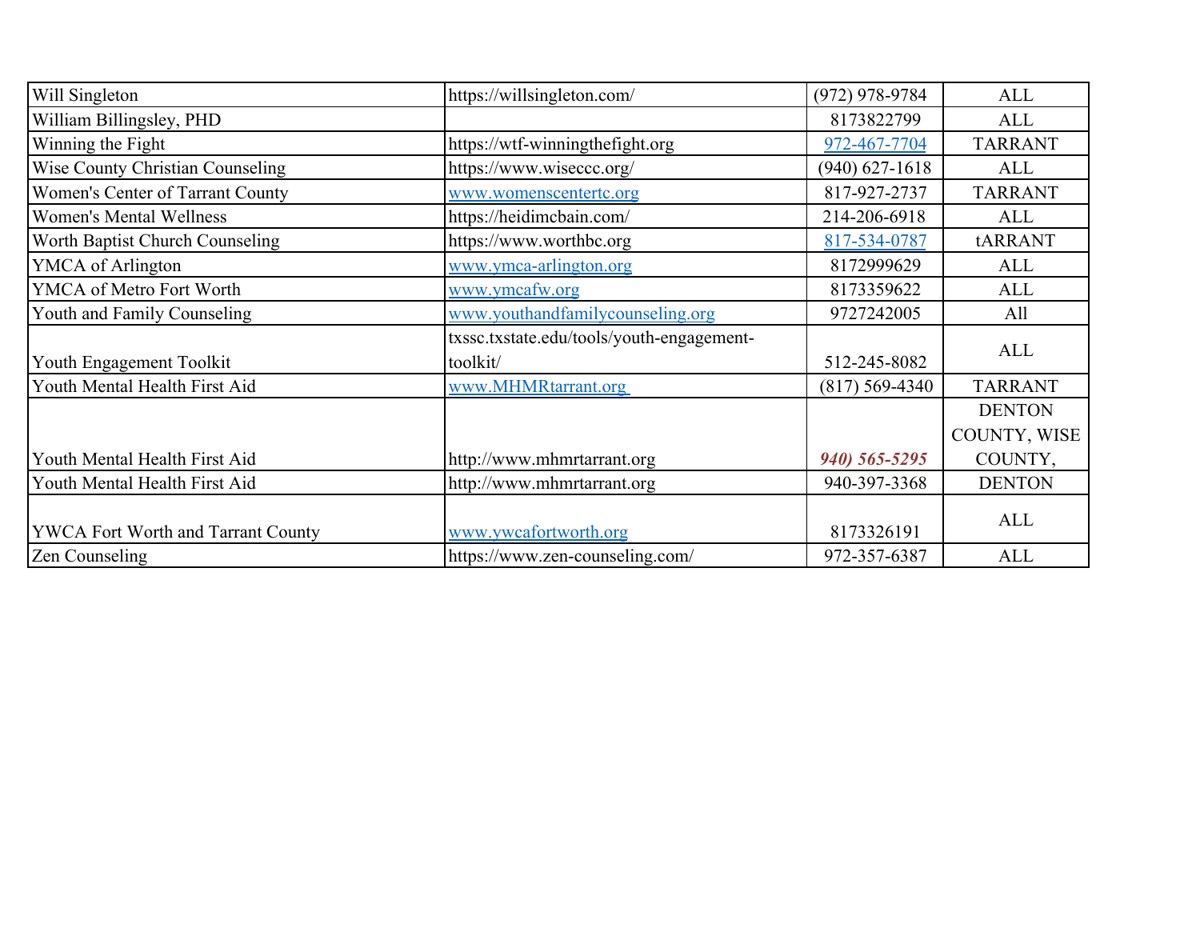| Will Singleton | https://willsingleton.com/ | (972) 978-9784 | ALL |
|---|---|---|---|
| William Billingsley, PHD | | 8173822799 | ALL |
| Winning the Fight | https://wtf-winningthefight.org | 972-467-7704 | TARRANT |
| Wise County Christian Counseling | https://www.wiseccc.org/ | (940) 627-1618 | ALL |
| Women's Center of Tarrant County | www.womenscentertc.org | 817-927-2737 | TARRANT |
| Women's Mental Wellness | https://heidimcbain.com/ | 214-206-6918 | ALL |
| Worth Baptist Church Counseling | https://www.worthbc.org | 817-534-0787 | tARRANT |
| YMCA of Arlington | www.ymca-arlington.org | 8172999629 | ALL |
| YMCA of Metro Fort Worth | www.ymcafw.org | 8173359622 | ALL |
| Youth and Family Counseling | www.youthandfamilycounseling.org | 9727242005 | All |
| Youth Engagement Toolkit | txssc.txstate.edu/tools/youth-engagement-toolkit/ | 512-245-8082 | ALL |
| Youth Mental Health First Aid | www.MHMRtarrant.org | (817) 569-4340 | TARRANT |
| Youth Mental Health First Aid | http://www.mhmrtarrant.org | ***940) 565-5295*** | DENTON COUNTY, WISE COUNTY, |
| Youth Mental Health First Aid | http://www.mhmrtarrant.org | 940-397-3368 | DENTON |
| YWCA Fort Worth and Tarrant County | www.ywcafortworth.org | 8173326191 | ALL |
| Zen Counseling | https://www.zen-counseling.com/ | 972-357-6387 | ALL |